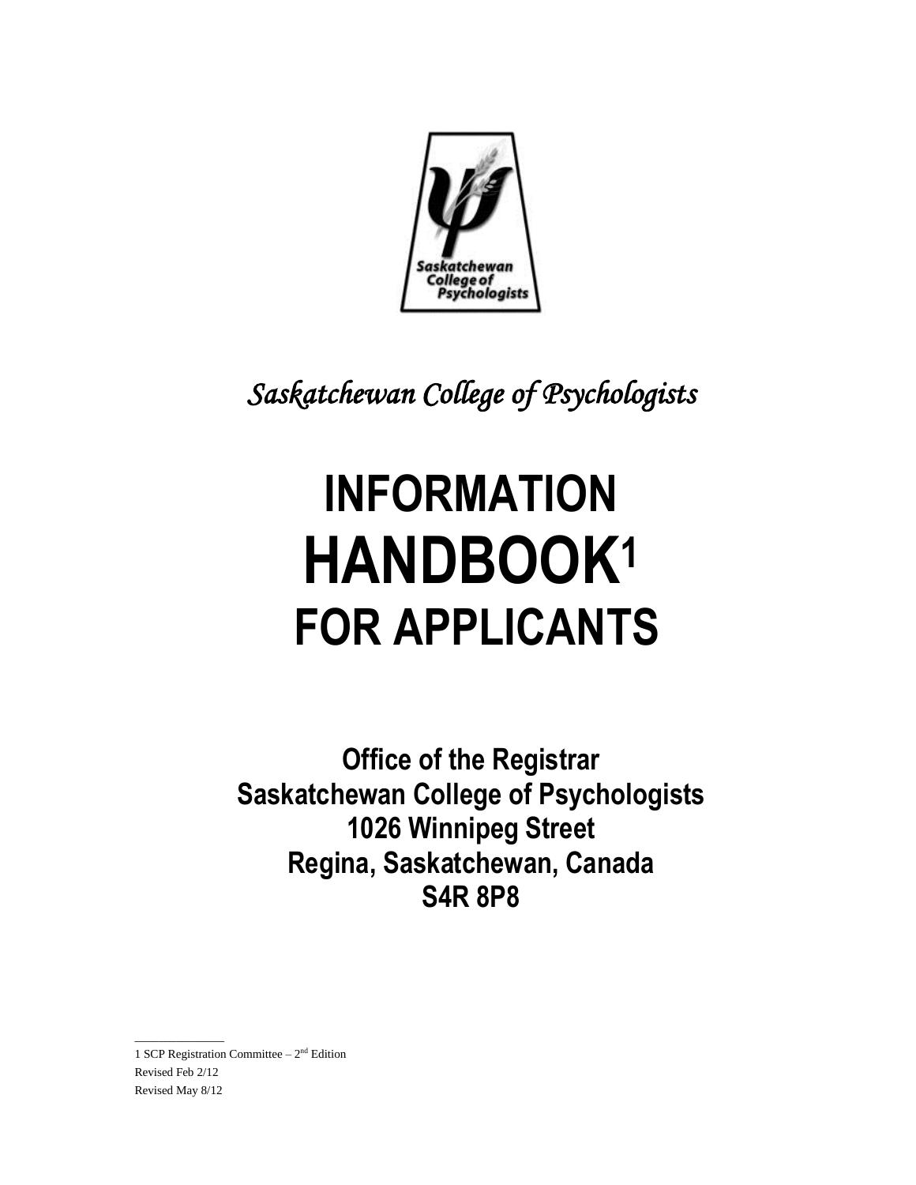*Saskatchewan College of Psychologists*

# INFORMATION HANDBOOK[1] FOR APPLICANTS

**Office of the Registrar**
**Saskatchewan College of Psychologists**
**1026 Winnipeg Street**
**Regina, Saskatchewan, Canada**
**S4R 8P8**

---

1 SCP Registration Committee – 2nd Edition
Revised Feb 2/12
Revised May 8/12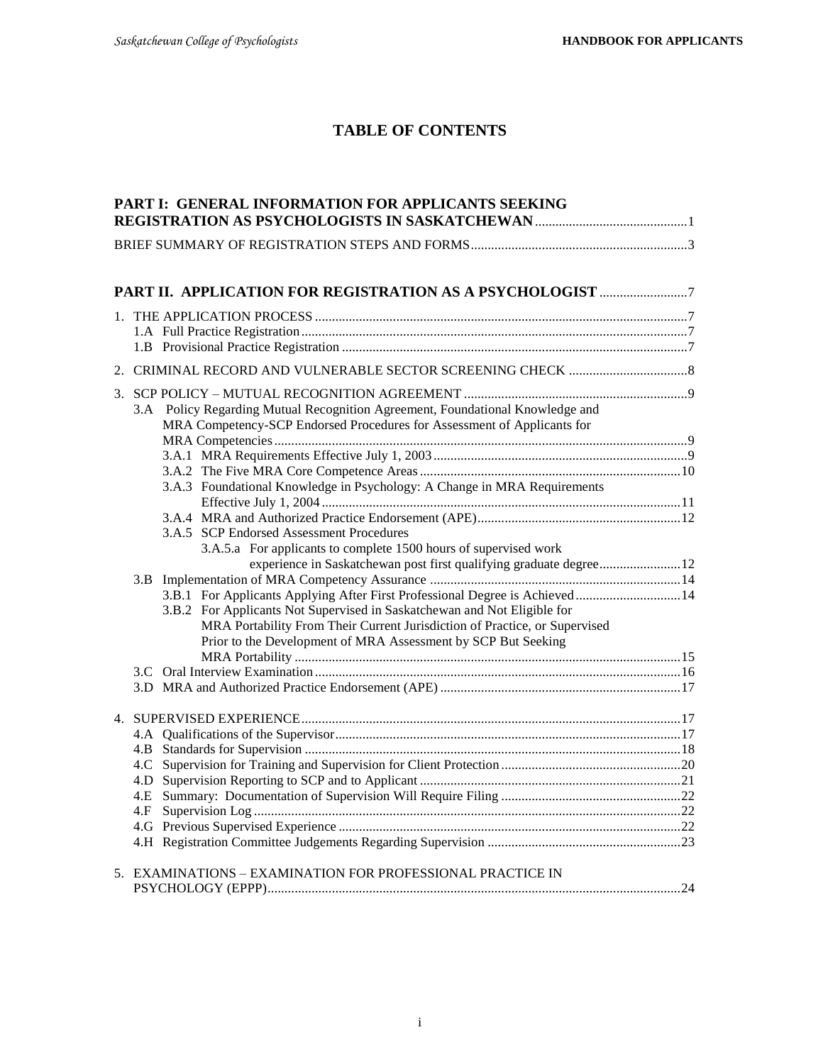# TABLE OF CONTENTS

**PART I: GENERAL INFORMATION FOR APPLICANTS SEEKING REGISTRATION AS PSYCHOLOGISTS IN SASKATCHEWAN** .......... 1

BRIEF SUMMARY OF REGISTRATION STEPS AND FORMS .......... 3

**PART II. APPLICATION FOR REGISTRATION AS A PSYCHOLOGIST** .......... 7

1. THE APPLICATION PROCESS .......... 7
   - 1.A Full Practice Registration .......... 7
   - 1.B Provisional Practice Registration .......... 7

2. CRIMINAL RECORD AND VULNERABLE SECTOR SCREENING CHECK .......... 8

3. SCP POLICY – MUTUAL RECOGNITION AGREEMENT .......... 9
   - 3.A Policy Regarding Mutual Recognition Agreement, Foundational Knowledge and MRA Competency-SCP Endorsed Procedures for Assessment of Applicants for MRA Competencies .......... 9
     - 3.A.1 MRA Requirements Effective July 1, 2003 .......... 9
     - 3.A.2 The Five MRA Core Competence Areas .......... 10
     - 3.A.3 Foundational Knowledge in Psychology: A Change in MRA Requirements Effective July 1, 2004 .......... 11
     - 3.A.4 MRA and Authorized Practice Endorsement (APE) .......... 12
     - 3.A.5 SCP Endorsed Assessment Procedures
       - 3.A.5.a For applicants to complete 1500 hours of supervised work experience in Saskatchewan post first qualifying graduate degree .......... 12
   - 3.B Implementation of MRA Competency Assurance .......... 14
     - 3.B.1 For Applicants Applying After First Professional Degree is Achieved .......... 14
     - 3.B.2 For Applicants Not Supervised in Saskatchewan and Not Eligible for MRA Portability From Their Current Jurisdiction of Practice, or Supervised Prior to the Development of MRA Assessment by SCP But Seeking MRA Portability .......... 15
   - 3.C Oral Interview Examination .......... 16
   - 3.D MRA and Authorized Practice Endorsement (APE) .......... 17

4. SUPERVISED EXPERIENCE .......... 17
   - 4.A Qualifications of the Supervisor .......... 17
   - 4.B Standards for Supervision .......... 18
   - 4.C Supervision for Training and Supervision for Client Protection .......... 20
   - 4.D Supervision Reporting to SCP and to Applicant .......... 21
   - 4.E Summary: Documentation of Supervision Will Require Filing .......... 22
   - 4.F Supervision Log .......... 22
   - 4.G Previous Supervised Experience .......... 22
   - 4.H Registration Committee Judgements Regarding Supervision .......... 23

5. EXAMINATIONS – EXAMINATION FOR PROFESSIONAL PRACTICE IN PSYCHOLOGY (EPPP) .......... 24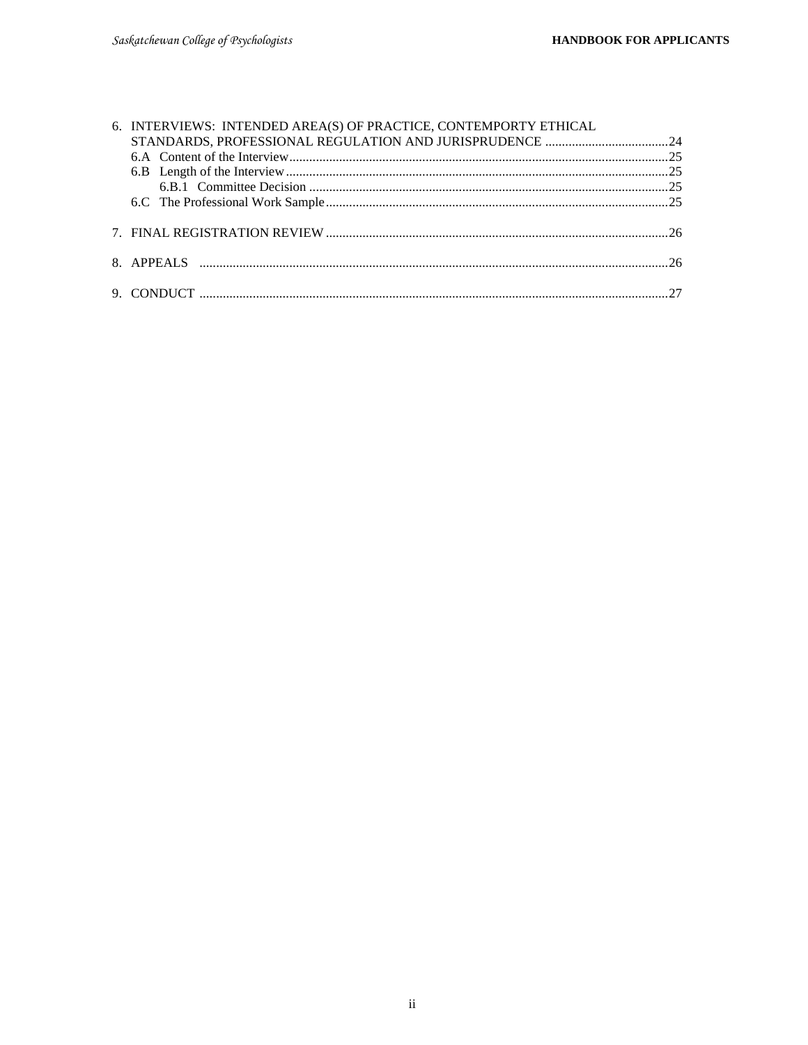6. INTERVIEWS: INTENDED AREA(S) OF PRACTICE, CONTEMPORTY ETHICAL STANDARDS, PROFESSIONAL REGULATION AND JURISPRUDENCE ....................................24
   - 6.A Content of the Interview....................................................................................................25
   - 6.B Length of the Interview......................................................................................................25
     - 6.B.1 Committee Decision ...........................................................................................25
   - 6.C The Professional Work Sample..........................................................................................25

7. FINAL REGISTRATION REVIEW ...........................................................................................26

8. APPEALS ................................................................................................................................26

9. CONDUCT ..............................................................................................................................27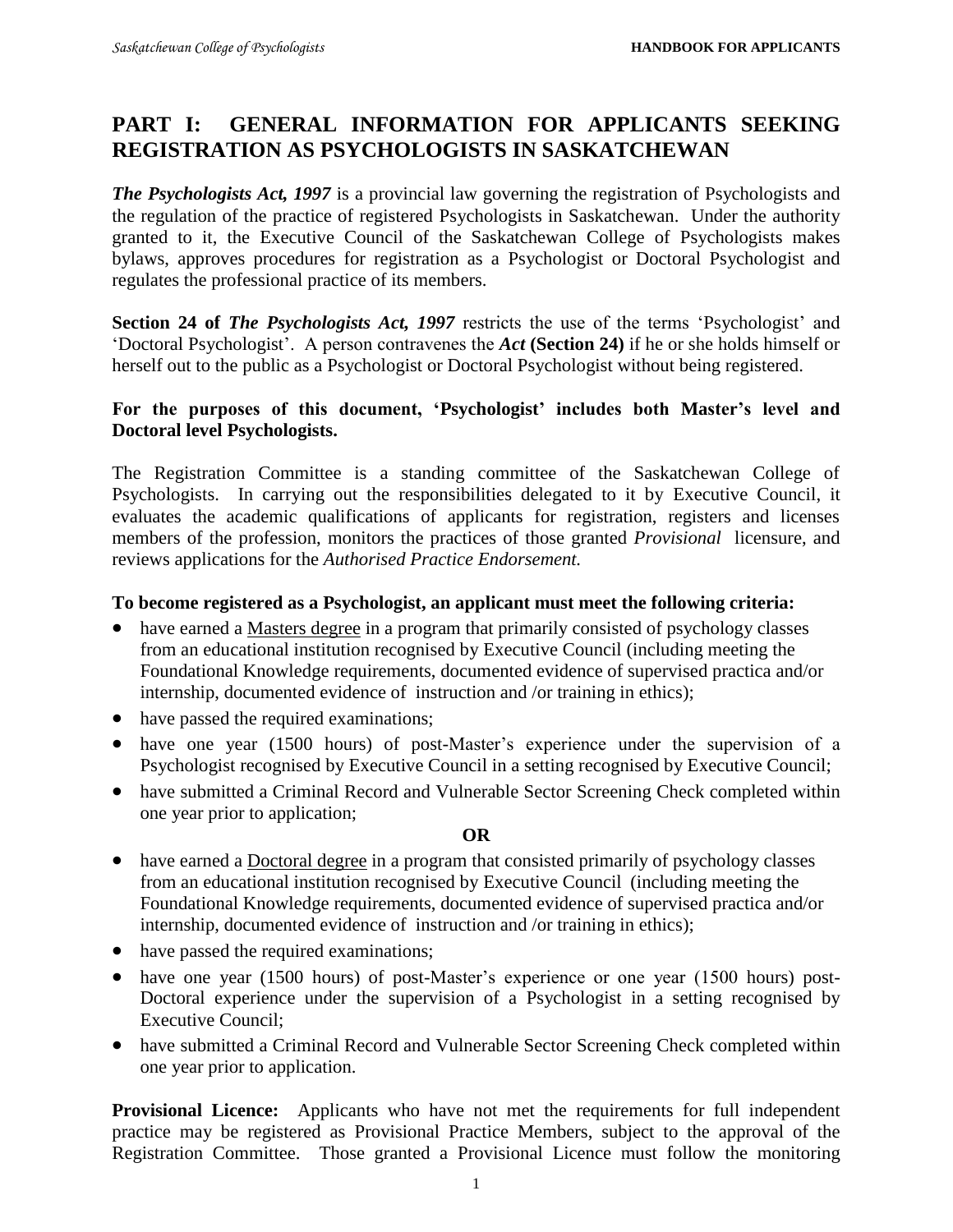# PART I: GENERAL INFORMATION FOR APPLICANTS SEEKING REGISTRATION AS PSYCHOLOGISTS IN SASKATCHEWAN

***The Psychologists Act, 1997*** is a provincial law governing the registration of Psychologists and the regulation of the practice of registered Psychologists in Saskatchewan. Under the authority granted to it, the Executive Council of the Saskatchewan College of Psychologists makes bylaws, approves procedures for registration as a Psychologist or Doctoral Psychologist and regulates the professional practice of its members.

**Section 24 of *The Psychologists Act, 1997*** restricts the use of the terms 'Psychologist' and 'Doctoral Psychologist'. A person contravenes the ***Act*** **(Section 24)** if he or she holds himself or herself out to the public as a Psychologist or Doctoral Psychologist without being registered.

**For the purposes of this document, 'Psychologist' includes both Master's level and Doctoral level Psychologists.**

The Registration Committee is a standing committee of the Saskatchewan College of Psychologists. In carrying out the responsibilities delegated to it by Executive Council, it evaluates the academic qualifications of applicants for registration, registers and licenses members of the profession, monitors the practices of those granted *Provisional* licensure, and reviews applications for the *Authorised Practice Endorsement.*

**To become registered as a Psychologist, an applicant must meet the following criteria:**

- have earned a <u>Masters degree</u> in a program that primarily consisted of psychology classes from an educational institution recognised by Executive Council (including meeting the Foundational Knowledge requirements, documented evidence of supervised practica and/or internship, documented evidence of instruction and /or training in ethics);
- have passed the required examinations;
- have one year (1500 hours) of post-Master's experience under the supervision of a Psychologist recognised by Executive Council in a setting recognised by Executive Council;
- have submitted a Criminal Record and Vulnerable Sector Screening Check completed within one year prior to application;

**OR**

- have earned a <u>Doctoral degree</u> in a program that consisted primarily of psychology classes from an educational institution recognised by Executive Council (including meeting the Foundational Knowledge requirements, documented evidence of supervised practica and/or internship, documented evidence of instruction and /or training in ethics);
- have passed the required examinations;
- have one year (1500 hours) of post-Master's experience or one year (1500 hours) post-Doctoral experience under the supervision of a Psychologist in a setting recognised by Executive Council;
- have submitted a Criminal Record and Vulnerable Sector Screening Check completed within one year prior to application.

**Provisional Licence:** Applicants who have not met the requirements for full independent practice may be registered as Provisional Practice Members, subject to the approval of the Registration Committee. Those granted a Provisional Licence must follow the monitoring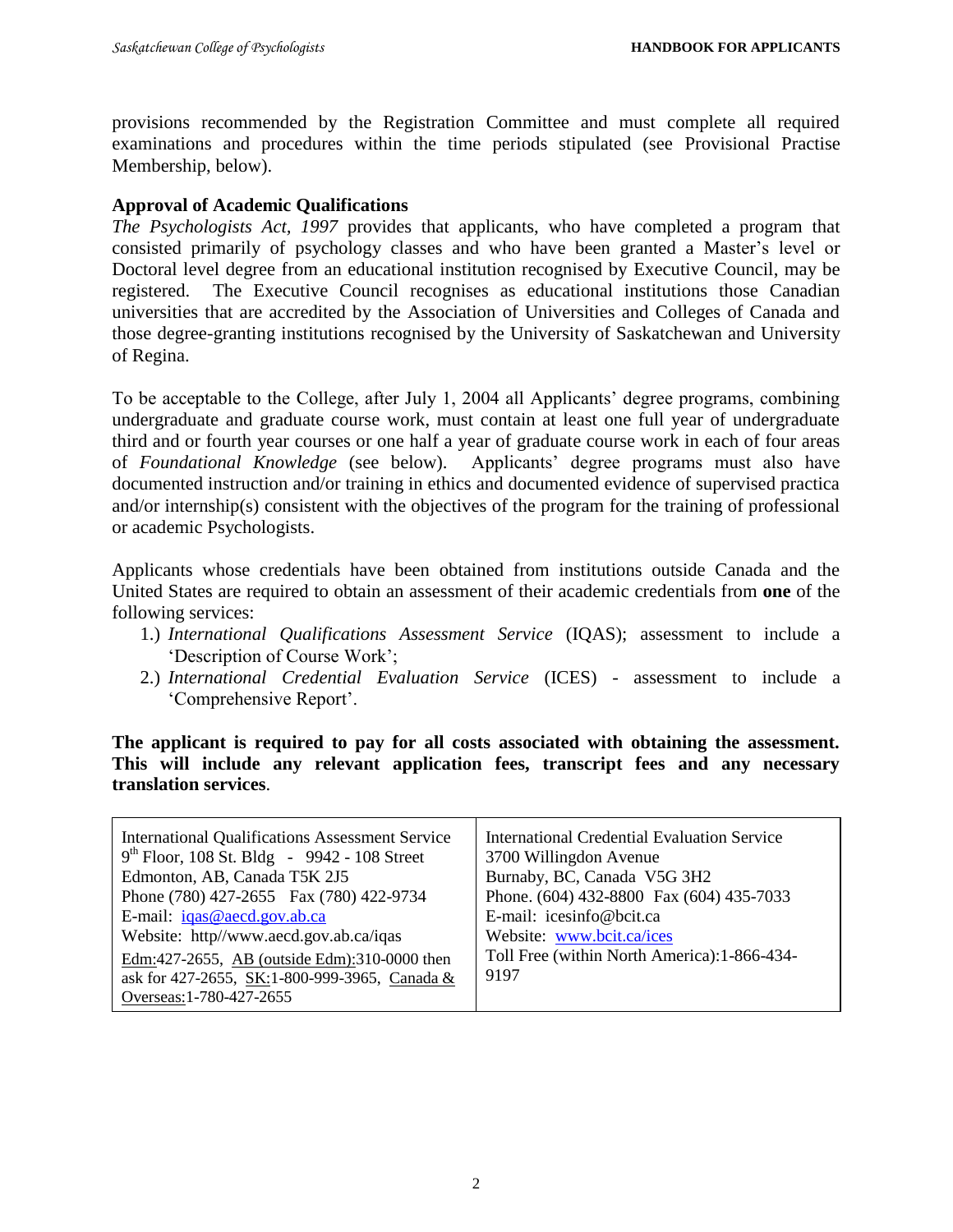provisions recommended by the Registration Committee and must complete all required examinations and procedures within the time periods stipulated (see Provisional Practise Membership, below).

### Approval of Academic Qualifications

*The Psychologists Act, 1997* provides that applicants, who have completed a program that consisted primarily of psychology classes and who have been granted a Master's level or Doctoral level degree from an educational institution recognised by Executive Council, may be registered. The Executive Council recognises as educational institutions those Canadian universities that are accredited by the Association of Universities and Colleges of Canada and those degree-granting institutions recognised by the University of Saskatchewan and University of Regina.

To be acceptable to the College, after July 1, 2004 all Applicants' degree programs, combining undergraduate and graduate course work, must contain at least one full year of undergraduate third and or fourth year courses or one half a year of graduate course work in each of four areas of *Foundational Knowledge* (see below). Applicants' degree programs must also have documented instruction and/or training in ethics and documented evidence of supervised practica and/or internship(s) consistent with the objectives of the program for the training of professional or academic Psychologists.

Applicants whose credentials have been obtained from institutions outside Canada and the United States are required to obtain an assessment of their academic credentials from **one** of the following services:

1.) *International Qualifications Assessment Service* (IQAS); assessment to include a 'Description of Course Work';
2.) *International Credential Evaluation Service* (ICES) - assessment to include a 'Comprehensive Report'.

**The applicant is required to pay for all costs associated with obtaining the assessment. This will include any relevant application fees, transcript fees and any necessary translation services**.

| International Qualifications Assessment Service<br>9th Floor, 108 St. Bldg - 9942 - 108 Street<br>Edmonton, AB, Canada T5K 2J5<br>Phone (780) 427-2655 Fax (780) 422-9734<br>E-mail: iqas@aecd.gov.ab.ca<br>Website: http//www.aecd.gov.ab.ca/iqas<br>Edm:427-2655, AB (outside Edm):310-0000 then ask for 427-2655, SK:1-800-999-3965, Canada & Overseas:1-780-427-2655 | International Credential Evaluation Service<br>3700 Willingdon Avenue<br>Burnaby, BC, Canada V5G 3H2<br>Phone. (604) 432-8800 Fax (604) 435-7033<br>E-mail: icesinfo@bcit.ca<br>Website: www.bcit.ca/ices<br>Toll Free (within North America):1-866-434-9197 |
|---|---|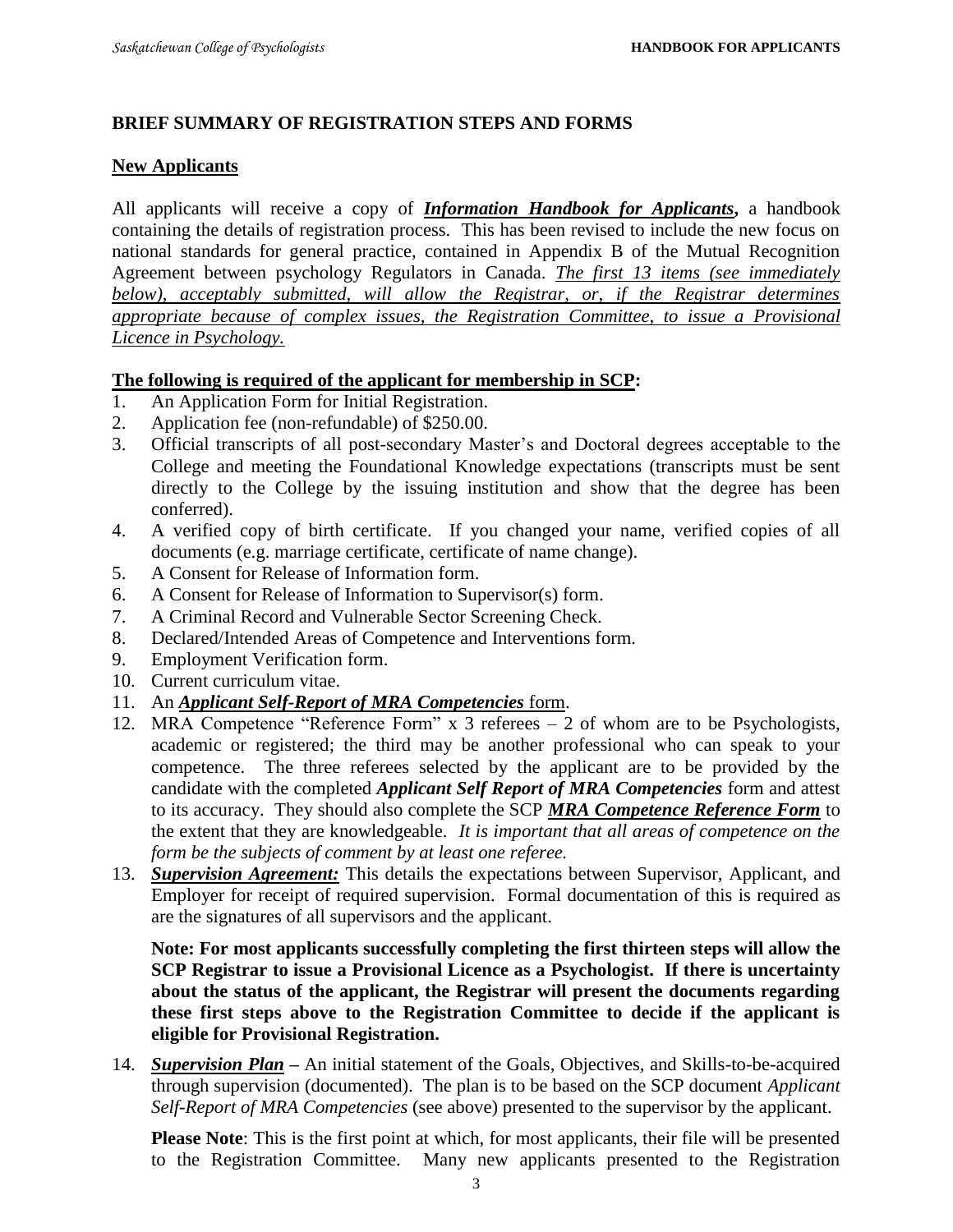## BRIEF SUMMARY OF REGISTRATION STEPS AND FORMS

### New Applicants

All applicants will receive a copy of ***Information Handbook for Applicants*,** a handbook containing the details of registration process. This has been revised to include the new focus on national standards for general practice, contained in Appendix B of the Mutual Recognition Agreement between psychology Regulators in Canada. *The first 13 items (see immediately below), acceptably submitted, will allow the Registrar, or, if the Registrar determines appropriate because of complex issues, the Registration Committee, to issue a Provisional Licence in Psychology.*

**The following is required of the applicant for membership in SCP:**

1. An Application Form for Initial Registration.
2. Application fee (non-refundable) of $250.00.
3. Official transcripts of all post-secondary Master's and Doctoral degrees acceptable to the College and meeting the Foundational Knowledge expectations (transcripts must be sent directly to the College by the issuing institution and show that the degree has been conferred).
4. A verified copy of birth certificate. If you changed your name, verified copies of all documents (e.g. marriage certificate, certificate of name change).
5. A Consent for Release of Information form.
6. A Consent for Release of Information to Supervisor(s) form.
7. A Criminal Record and Vulnerable Sector Screening Check.
8. Declared/Intended Areas of Competence and Interventions form.
9. Employment Verification form.
10. Current curriculum vitae.
11. An ***Applicant Self-Report of MRA Competencies*** form.
12. MRA Competence "Reference Form" x 3 referees – 2 of whom are to be Psychologists, academic or registered; the third may be another professional who can speak to your competence. The three referees selected by the applicant are to be provided by the candidate with the completed ***Applicant Self Report of MRA Competencies*** form and attest to its accuracy. They should also complete the SCP ***MRA Competence Reference Form*** to the extent that they are knowledgeable. *It is important that all areas of competence on the form be the subjects of comment by at least one referee.*
13. ***Supervision Agreement:*** This details the expectations between Supervisor, Applicant, and Employer for receipt of required supervision. Formal documentation of this is required as are the signatures of all supervisors and the applicant.

    **Note: For most applicants successfully completing the first thirteen steps will allow the SCP Registrar to issue a Provisional Licence as a Psychologist. If there is uncertainty about the status of the applicant, the Registrar will present the documents regarding these first steps above to the Registration Committee to decide if the applicant is eligible for Provisional Registration.**

14. ***Supervision Plan*** **–** An initial statement of the Goals, Objectives, and Skills-to-be-acquired through supervision (documented). The plan is to be based on the SCP document *Applicant Self-Report of MRA Competencies* (see above) presented to the supervisor by the applicant.

    **Please Note**: This is the first point at which, for most applicants, their file will be presented to the Registration Committee. Many new applicants presented to the Registration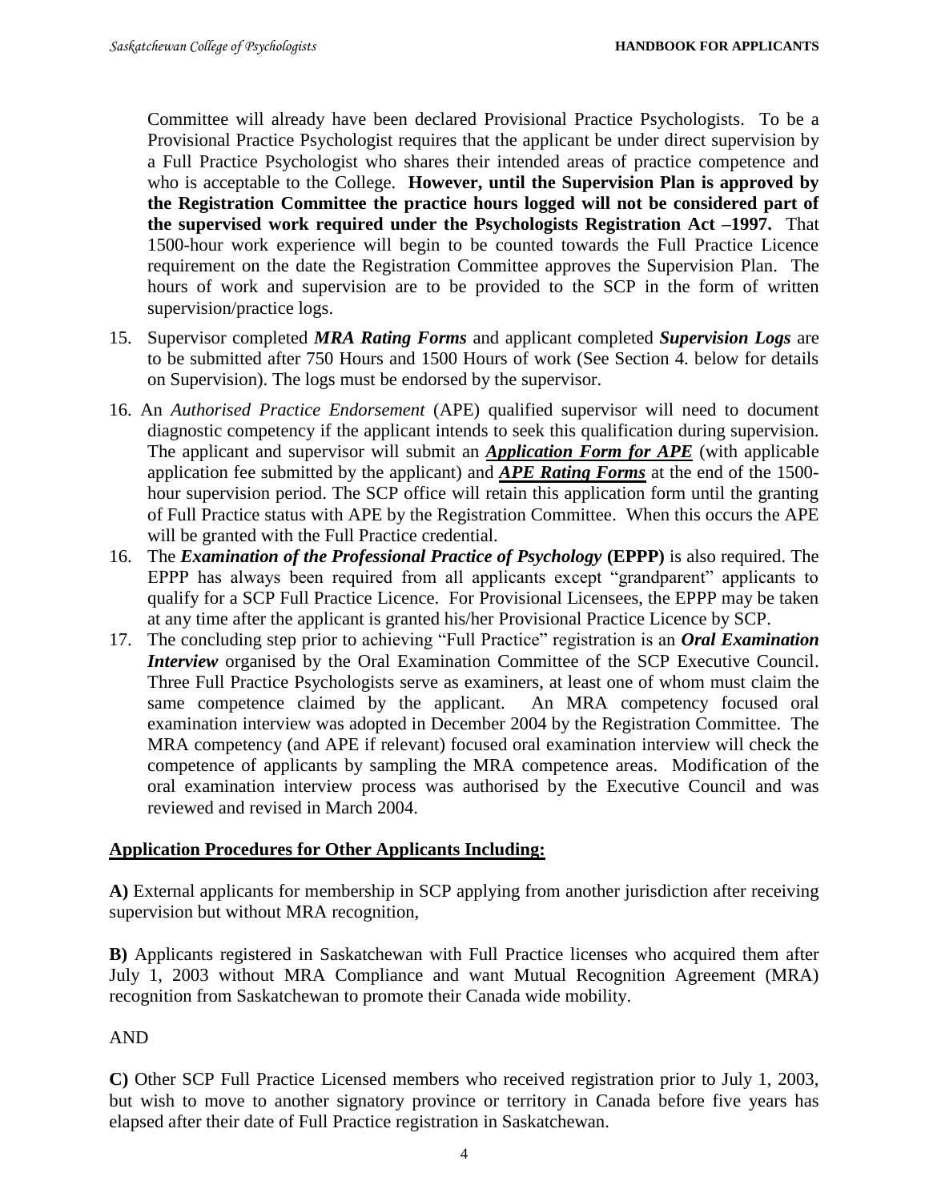Committee will already have been declared Provisional Practice Psychologists. To be a Provisional Practice Psychologist requires that the applicant be under direct supervision by a Full Practice Psychologist who shares their intended areas of practice competence and who is acceptable to the College. **However, until the Supervision Plan is approved by the Registration Committee the practice hours logged will not be considered part of the supervised work required under the Psychologists Registration Act –1997.** That 1500-hour work experience will begin to be counted towards the Full Practice Licence requirement on the date the Registration Committee approves the Supervision Plan. The hours of work and supervision are to be provided to the SCP in the form of written supervision/practice logs.

15. Supervisor completed ***MRA Rating Forms*** and applicant completed ***Supervision Logs*** are to be submitted after 750 Hours and 1500 Hours of work (See Section 4. below for details on Supervision). The logs must be endorsed by the supervisor.

16. An *Authorised Practice Endorsement* (APE) qualified supervisor will need to document diagnostic competency if the applicant intends to seek this qualification during supervision. The applicant and supervisor will submit an ***Application Form for APE*** (with applicable application fee submitted by the applicant) and ***APE Rating Forms*** at the end of the 1500-hour supervision period. The SCP office will retain this application form until the granting of Full Practice status with APE by the Registration Committee. When this occurs the APE will be granted with the Full Practice credential.

16. The ***Examination of the Professional Practice of Psychology*** **(EPPP)** is also required. The EPPP has always been required from all applicants except "grandparent" applicants to qualify for a SCP Full Practice Licence. For Provisional Licensees, the EPPP may be taken at any time after the applicant is granted his/her Provisional Practice Licence by SCP.

17. The concluding step prior to achieving "Full Practice" registration is an ***Oral Examination Interview*** organised by the Oral Examination Committee of the SCP Executive Council. Three Full Practice Psychologists serve as examiners, at least one of whom must claim the same competence claimed by the applicant. An MRA competency focused oral examination interview was adopted in December 2004 by the Registration Committee. The MRA competency (and APE if relevant) focused oral examination interview will check the competence of applicants by sampling the MRA competence areas. Modification of the oral examination interview process was authorised by the Executive Council and was reviewed and revised in March 2004.

**Application Procedures for Other Applicants Including:**

**A)** External applicants for membership in SCP applying from another jurisdiction after receiving supervision but without MRA recognition,

**B)** Applicants registered in Saskatchewan with Full Practice licenses who acquired them after July 1, 2003 without MRA Compliance and want Mutual Recognition Agreement (MRA) recognition from Saskatchewan to promote their Canada wide mobility.

AND

**C)** Other SCP Full Practice Licensed members who received registration prior to July 1, 2003, but wish to move to another signatory province or territory in Canada before five years has elapsed after their date of Full Practice registration in Saskatchewan.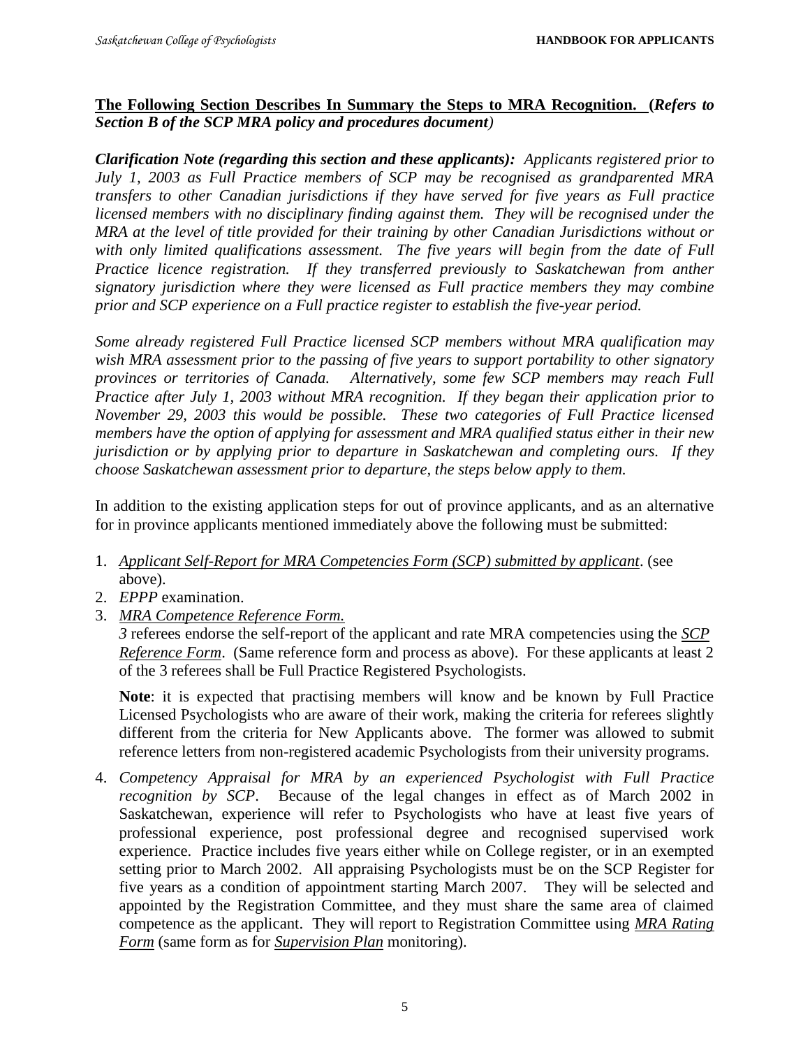**The Following Section Describes In Summary the Steps to MRA Recognition. (*Refers to Section B of the SCP MRA policy and procedures document*)**

***Clarification Note (regarding this section and these applicants):*** *Applicants registered prior to July 1, 2003 as Full Practice members of SCP may be recognised as grandparented MRA transfers to other Canadian jurisdictions if they have served for five years as Full practice licensed members with no disciplinary finding against them. They will be recognised under the MRA at the level of title provided for their training by other Canadian Jurisdictions without or with only limited qualifications assessment. The five years will begin from the date of Full Practice licence registration. If they transferred previously to Saskatchewan from anther signatory jurisdiction where they were licensed as Full practice members they may combine prior and SCP experience on a Full practice register to establish the five-year period.*

*Some already registered Full Practice licensed SCP members without MRA qualification may wish MRA assessment prior to the passing of five years to support portability to other signatory provinces or territories of Canada. Alternatively, some few SCP members may reach Full Practice after July 1, 2003 without MRA recognition. If they began their application prior to November 29, 2003 this would be possible. These two categories of Full Practice licensed members have the option of applying for assessment and MRA qualified status either in their new jurisdiction or by applying prior to departure in Saskatchewan and completing ours. If they choose Saskatchewan assessment prior to departure, the steps below apply to them.*

In addition to the existing application steps for out of province applicants, and as an alternative for in province applicants mentioned immediately above the following must be submitted:

1. *Applicant Self-Report for MRA Competencies Form (SCP) submitted by applicant*. (see above).
2. *EPPP* examination.
3. *MRA Competence Reference Form.*
   *3* referees endorse the self-report of the applicant and rate MRA competencies using the *SCP Reference Form*. (Same reference form and process as above). For these applicants at least 2 of the 3 referees shall be Full Practice Registered Psychologists.

   **Note**: it is expected that practising members will know and be known by Full Practice Licensed Psychologists who are aware of their work, making the criteria for referees slightly different from the criteria for New Applicants above. The former was allowed to submit reference letters from non-registered academic Psychologists from their university programs.

4. *Competency Appraisal for MRA by an experienced Psychologist with Full Practice recognition by SCP*. Because of the legal changes in effect as of March 2002 in Saskatchewan, experience will refer to Psychologists who have at least five years of professional experience, post professional degree and recognised supervised work experience. Practice includes five years either while on College register, or in an exempted setting prior to March 2002. All appraising Psychologists must be on the SCP Register for five years as a condition of appointment starting March 2007. They will be selected and appointed by the Registration Committee, and they must share the same area of claimed competence as the applicant. They will report to Registration Committee using *MRA Rating Form* (same form as for *Supervision Plan* monitoring).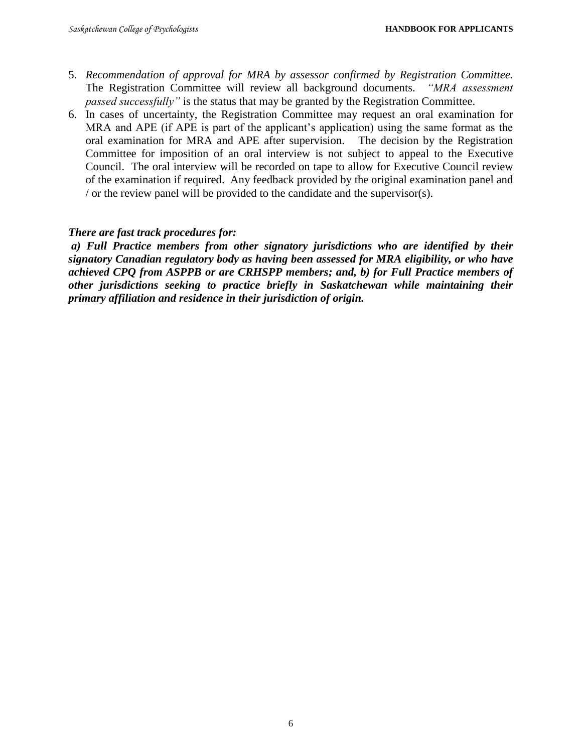5. *Recommendation of approval for MRA by assessor confirmed by Registration Committee.* The Registration Committee will review all background documents. *"MRA assessment passed successfully"* is the status that may be granted by the Registration Committee.
6. In cases of uncertainty, the Registration Committee may request an oral examination for MRA and APE (if APE is part of the applicant's application) using the same format as the oral examination for MRA and APE after supervision. The decision by the Registration Committee for imposition of an oral interview is not subject to appeal to the Executive Council. The oral interview will be recorded on tape to allow for Executive Council review of the examination if required. Any feedback provided by the original examination panel and / or the review panel will be provided to the candidate and the supervisor(s).

***There are fast track procedures for:***

***a) Full Practice members from other signatory jurisdictions who are identified by their signatory Canadian regulatory body as having been assessed for MRA eligibility, or who have achieved CPQ from ASPPB or are CRHSPP members; and, b) for Full Practice members of other jurisdictions seeking to practice briefly in Saskatchewan while maintaining their primary affiliation and residence in their jurisdiction of origin.***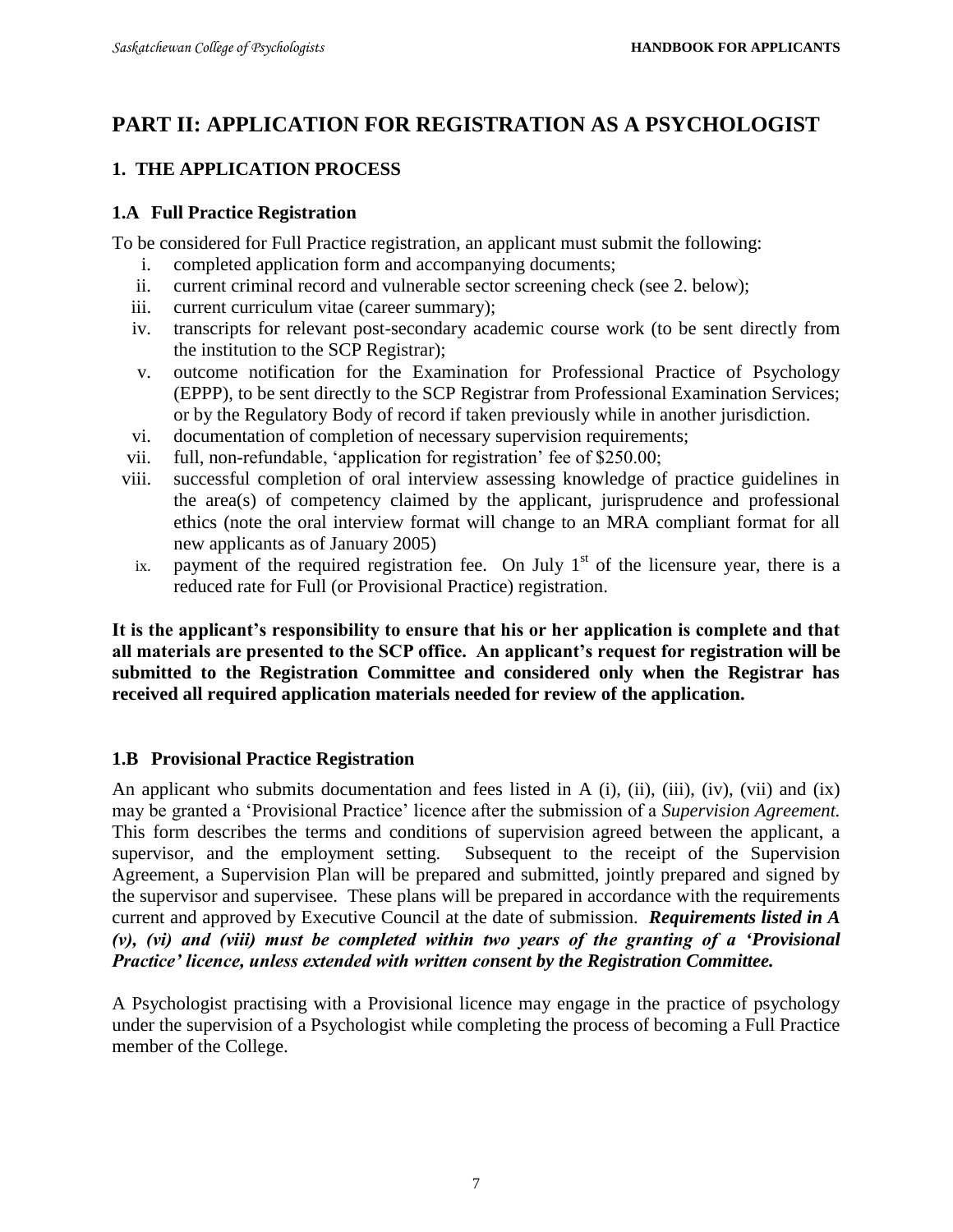# PART II: APPLICATION FOR REGISTRATION AS A PSYCHOLOGIST

## 1. THE APPLICATION PROCESS

### 1.A Full Practice Registration

To be considered for Full Practice registration, an applicant must submit the following:

i. completed application form and accompanying documents;
ii. current criminal record and vulnerable sector screening check (see 2. below);
iii. current curriculum vitae (career summary);
iv. transcripts for relevant post-secondary academic course work (to be sent directly from the institution to the SCP Registrar);
v. outcome notification for the Examination for Professional Practice of Psychology (EPPP), to be sent directly to the SCP Registrar from Professional Examination Services; or by the Regulatory Body of record if taken previously while in another jurisdiction.
vi. documentation of completion of necessary supervision requirements;
vii. full, non-refundable, 'application for registration' fee of $250.00;
viii. successful completion of oral interview assessing knowledge of practice guidelines in the area(s) of competency claimed by the applicant, jurisprudence and professional ethics (note the oral interview format will change to an MRA compliant format for all new applicants as of January 2005)
ix. payment of the required registration fee. On July 1st of the licensure year, there is a reduced rate for Full (or Provisional Practice) registration.

**It is the applicant's responsibility to ensure that his or her application is complete and that all materials are presented to the SCP office. An applicant's request for registration will be submitted to the Registration Committee and considered only when the Registrar has received all required application materials needed for review of the application.**

### 1.B Provisional Practice Registration

An applicant who submits documentation and fees listed in A (i), (ii), (iii), (iv), (vii) and (ix) may be granted a 'Provisional Practice' licence after the submission of a *Supervision Agreement.* This form describes the terms and conditions of supervision agreed between the applicant, a supervisor, and the employment setting. Subsequent to the receipt of the Supervision Agreement, a Supervision Plan will be prepared and submitted, jointly prepared and signed by the supervisor and supervisee. These plans will be prepared in accordance with the requirements current and approved by Executive Council at the date of submission. ***Requirements listed in A (v), (vi) and (viii) must be completed within two years of the granting of a 'Provisional Practice' licence, unless extended with written consent by the Registration Committee.***

A Psychologist practising with a Provisional licence may engage in the practice of psychology under the supervision of a Psychologist while completing the process of becoming a Full Practice member of the College.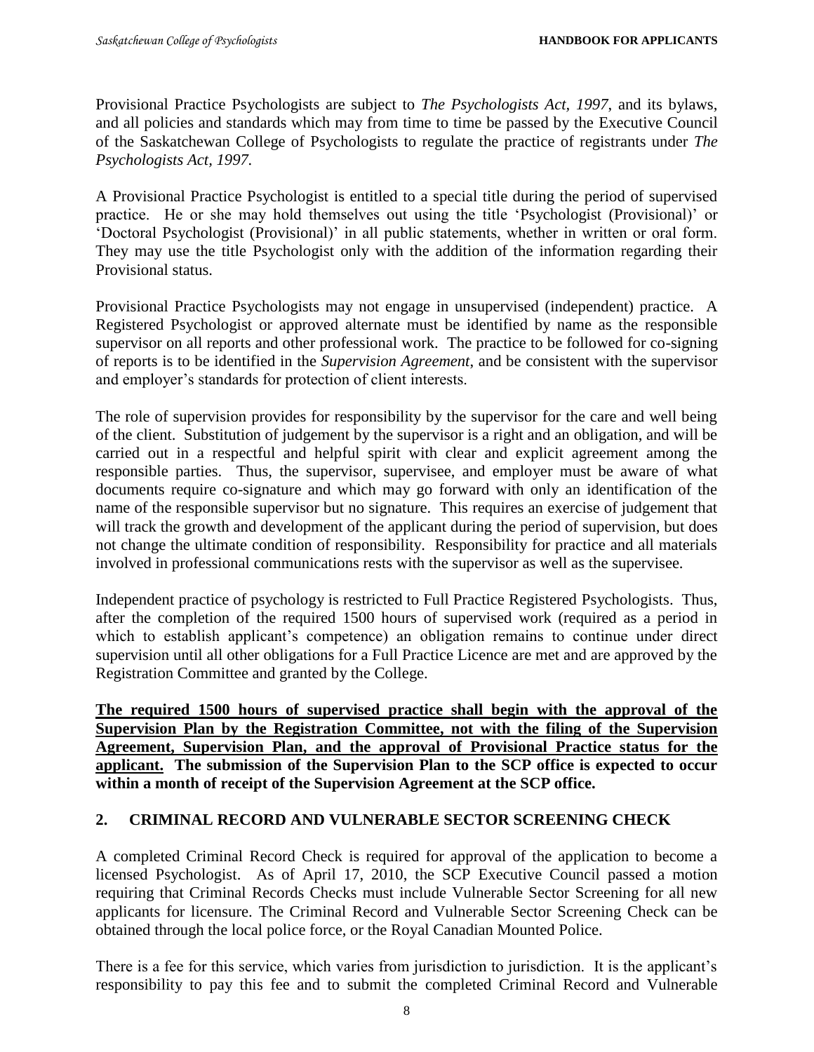Provisional Practice Psychologists are subject to *The Psychologists Act, 1997*, and its bylaws, and all policies and standards which may from time to time be passed by the Executive Council of the Saskatchewan College of Psychologists to regulate the practice of registrants under *The Psychologists Act, 1997.*

A Provisional Practice Psychologist is entitled to a special title during the period of supervised practice. He or she may hold themselves out using the title 'Psychologist (Provisional)' or 'Doctoral Psychologist (Provisional)' in all public statements, whether in written or oral form. They may use the title Psychologist only with the addition of the information regarding their Provisional status.

Provisional Practice Psychologists may not engage in unsupervised (independent) practice. A Registered Psychologist or approved alternate must be identified by name as the responsible supervisor on all reports and other professional work. The practice to be followed for co-signing of reports is to be identified in the *Supervision Agreement*, and be consistent with the supervisor and employer's standards for protection of client interests.

The role of supervision provides for responsibility by the supervisor for the care and well being of the client. Substitution of judgement by the supervisor is a right and an obligation, and will be carried out in a respectful and helpful spirit with clear and explicit agreement among the responsible parties. Thus, the supervisor, supervisee, and employer must be aware of what documents require co-signature and which may go forward with only an identification of the name of the responsible supervisor but no signature. This requires an exercise of judgement that will track the growth and development of the applicant during the period of supervision, but does not change the ultimate condition of responsibility. Responsibility for practice and all materials involved in professional communications rests with the supervisor as well as the supervisee.

Independent practice of psychology is restricted to Full Practice Registered Psychologists. Thus, after the completion of the required 1500 hours of supervised work (required as a period in which to establish applicant's competence) an obligation remains to continue under direct supervision until all other obligations for a Full Practice Licence are met and are approved by the Registration Committee and granted by the College.

**<u>The required 1500 hours of supervised practice shall begin with the approval of the Supervision Plan by the Registration Committee, not with the filing of the Supervision Agreement, Supervision Plan, and the approval of Provisional Practice status for the applicant.</u> The submission of the Supervision Plan to the SCP office is expected to occur within a month of receipt of the Supervision Agreement at the SCP office.**

## 2. CRIMINAL RECORD AND VULNERABLE SECTOR SCREENING CHECK

A completed Criminal Record Check is required for approval of the application to become a licensed Psychologist. As of April 17, 2010, the SCP Executive Council passed a motion requiring that Criminal Records Checks must include Vulnerable Sector Screening for all new applicants for licensure. The Criminal Record and Vulnerable Sector Screening Check can be obtained through the local police force, or the Royal Canadian Mounted Police.

There is a fee for this service, which varies from jurisdiction to jurisdiction. It is the applicant's responsibility to pay this fee and to submit the completed Criminal Record and Vulnerable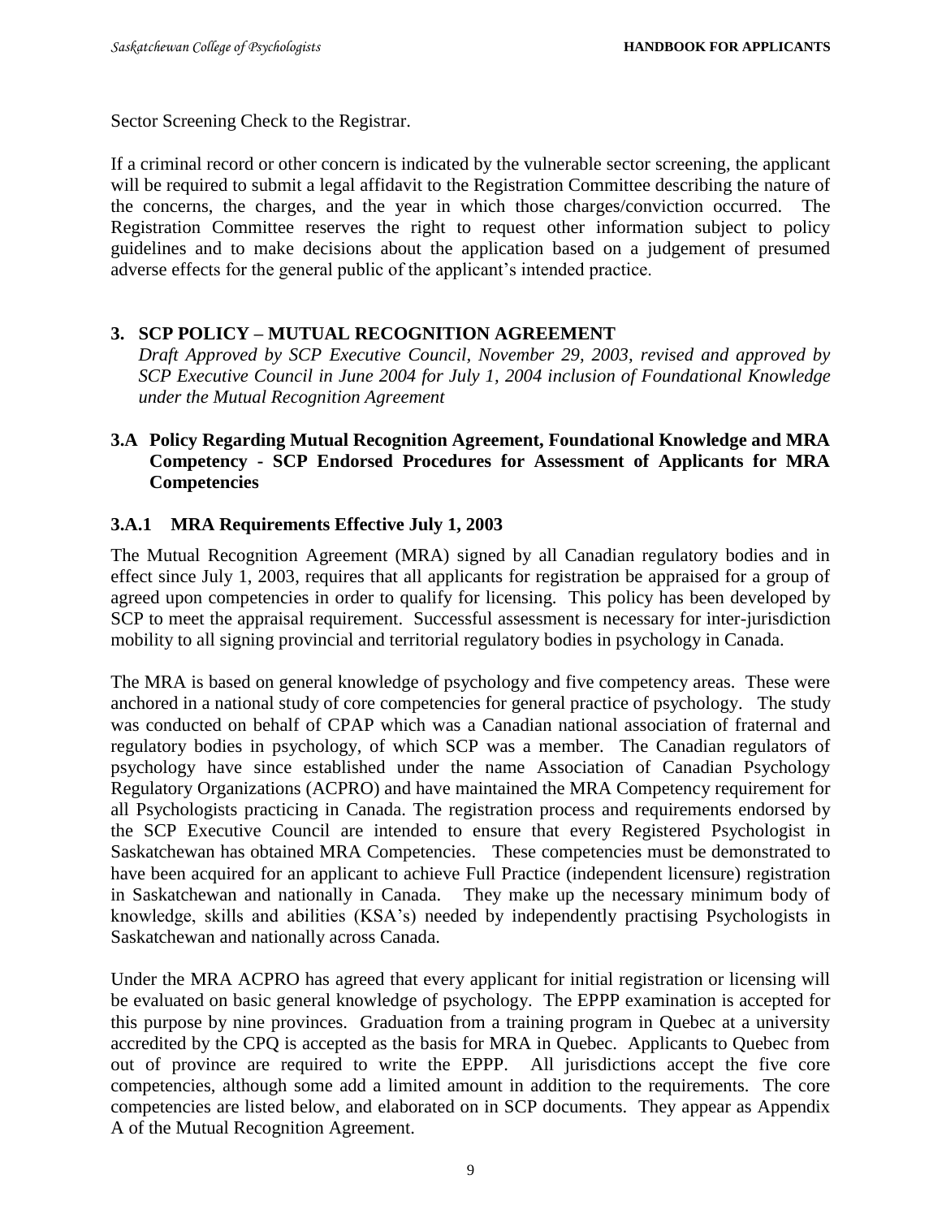Sector Screening Check to the Registrar.

If a criminal record or other concern is indicated by the vulnerable sector screening, the applicant will be required to submit a legal affidavit to the Registration Committee describing the nature of the concerns, the charges, and the year in which those charges/conviction occurred. The Registration Committee reserves the right to request other information subject to policy guidelines and to make decisions about the application based on a judgement of presumed adverse effects for the general public of the applicant's intended practice.

## 3. SCP POLICY – MUTUAL RECOGNITION AGREEMENT

*Draft Approved by SCP Executive Council, November 29, 2003, revised and approved by SCP Executive Council in June 2004 for July 1, 2004 inclusion of Foundational Knowledge under the Mutual Recognition Agreement*

### 3.A Policy Regarding Mutual Recognition Agreement, Foundational Knowledge and MRA Competency - SCP Endorsed Procedures for Assessment of Applicants for MRA Competencies

### 3.A.1 MRA Requirements Effective July 1, 2003

The Mutual Recognition Agreement (MRA) signed by all Canadian regulatory bodies and in effect since July 1, 2003, requires that all applicants for registration be appraised for a group of agreed upon competencies in order to qualify for licensing. This policy has been developed by SCP to meet the appraisal requirement. Successful assessment is necessary for inter-jurisdiction mobility to all signing provincial and territorial regulatory bodies in psychology in Canada.

The MRA is based on general knowledge of psychology and five competency areas. These were anchored in a national study of core competencies for general practice of psychology. The study was conducted on behalf of CPAP which was a Canadian national association of fraternal and regulatory bodies in psychology, of which SCP was a member. The Canadian regulators of psychology have since established under the name Association of Canadian Psychology Regulatory Organizations (ACPRO) and have maintained the MRA Competency requirement for all Psychologists practicing in Canada. The registration process and requirements endorsed by the SCP Executive Council are intended to ensure that every Registered Psychologist in Saskatchewan has obtained MRA Competencies. These competencies must be demonstrated to have been acquired for an applicant to achieve Full Practice (independent licensure) registration in Saskatchewan and nationally in Canada. They make up the necessary minimum body of knowledge, skills and abilities (KSA's) needed by independently practising Psychologists in Saskatchewan and nationally across Canada.

Under the MRA ACPRO has agreed that every applicant for initial registration or licensing will be evaluated on basic general knowledge of psychology. The EPPP examination is accepted for this purpose by nine provinces. Graduation from a training program in Quebec at a university accredited by the CPQ is accepted as the basis for MRA in Quebec. Applicants to Quebec from out of province are required to write the EPPP. All jurisdictions accept the five core competencies, although some add a limited amount in addition to the requirements. The core competencies are listed below, and elaborated on in SCP documents. They appear as Appendix A of the Mutual Recognition Agreement.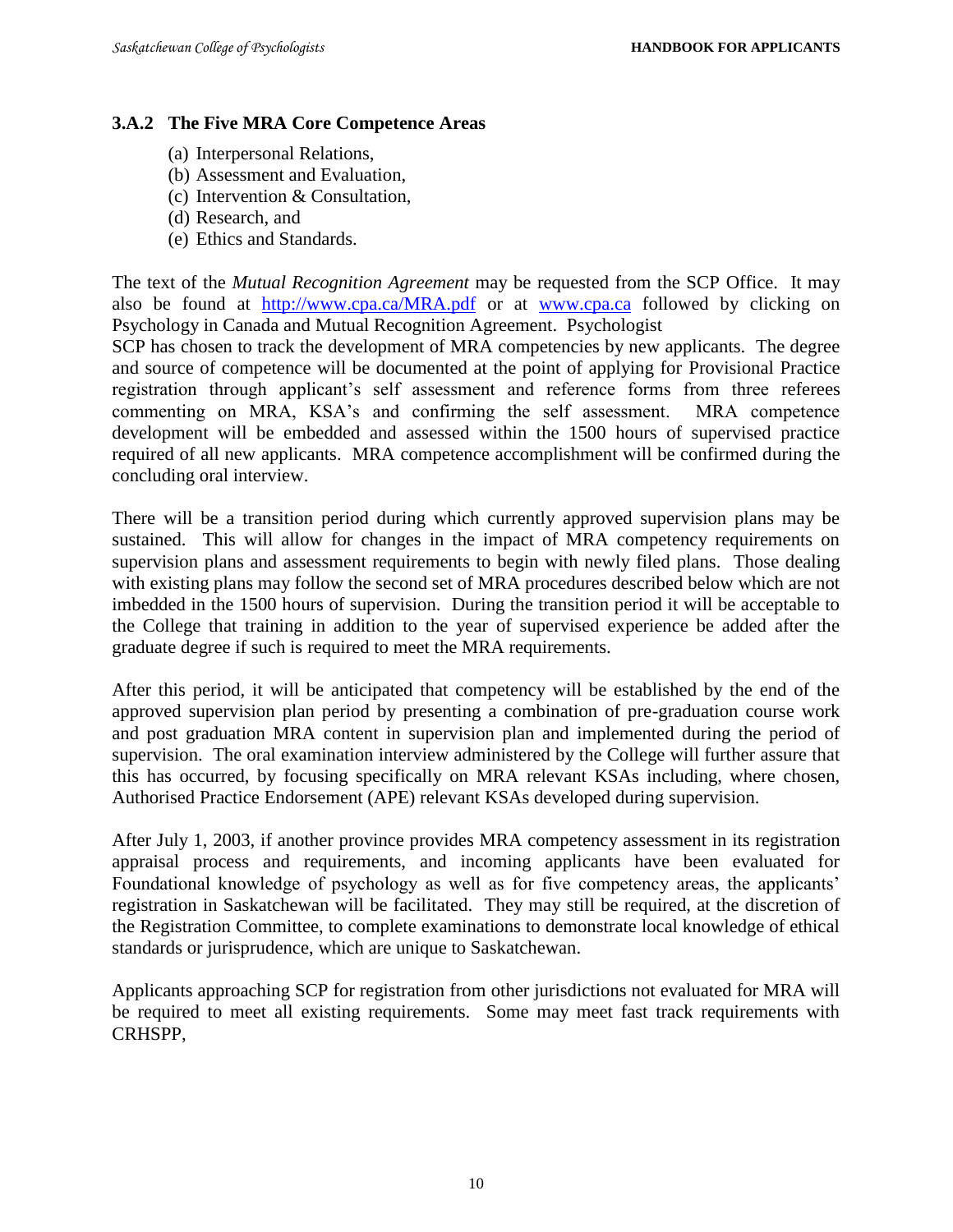### 3.A.2 The Five MRA Core Competence Areas

(a) Interpersonal Relations,
(b) Assessment and Evaluation,
(c) Intervention & Consultation,
(d) Research, and
(e) Ethics and Standards.

The text of the *Mutual Recognition Agreement* may be requested from the SCP Office. It may also be found at http://www.cpa.ca/MRA.pdf or at www.cpa.ca followed by clicking on Psychology in Canada and Mutual Recognition Agreement. Psychologist
SCP has chosen to track the development of MRA competencies by new applicants. The degree and source of competence will be documented at the point of applying for Provisional Practice registration through applicant's self assessment and reference forms from three referees commenting on MRA, KSA's and confirming the self assessment. MRA competence development will be embedded and assessed within the 1500 hours of supervised practice required of all new applicants. MRA competence accomplishment will be confirmed during the concluding oral interview.

There will be a transition period during which currently approved supervision plans may be sustained. This will allow for changes in the impact of MRA competency requirements on supervision plans and assessment requirements to begin with newly filed plans. Those dealing with existing plans may follow the second set of MRA procedures described below which are not imbedded in the 1500 hours of supervision. During the transition period it will be acceptable to the College that training in addition to the year of supervised experience be added after the graduate degree if such is required to meet the MRA requirements.

After this period, it will be anticipated that competency will be established by the end of the approved supervision plan period by presenting a combination of pre-graduation course work and post graduation MRA content in supervision plan and implemented during the period of supervision. The oral examination interview administered by the College will further assure that this has occurred, by focusing specifically on MRA relevant KSAs including, where chosen, Authorised Practice Endorsement (APE) relevant KSAs developed during supervision.

After July 1, 2003, if another province provides MRA competency assessment in its registration appraisal process and requirements, and incoming applicants have been evaluated for Foundational knowledge of psychology as well as for five competency areas, the applicants' registration in Saskatchewan will be facilitated. They may still be required, at the discretion of the Registration Committee, to complete examinations to demonstrate local knowledge of ethical standards or jurisprudence, which are unique to Saskatchewan.

Applicants approaching SCP for registration from other jurisdictions not evaluated for MRA will be required to meet all existing requirements. Some may meet fast track requirements with CRHSPP,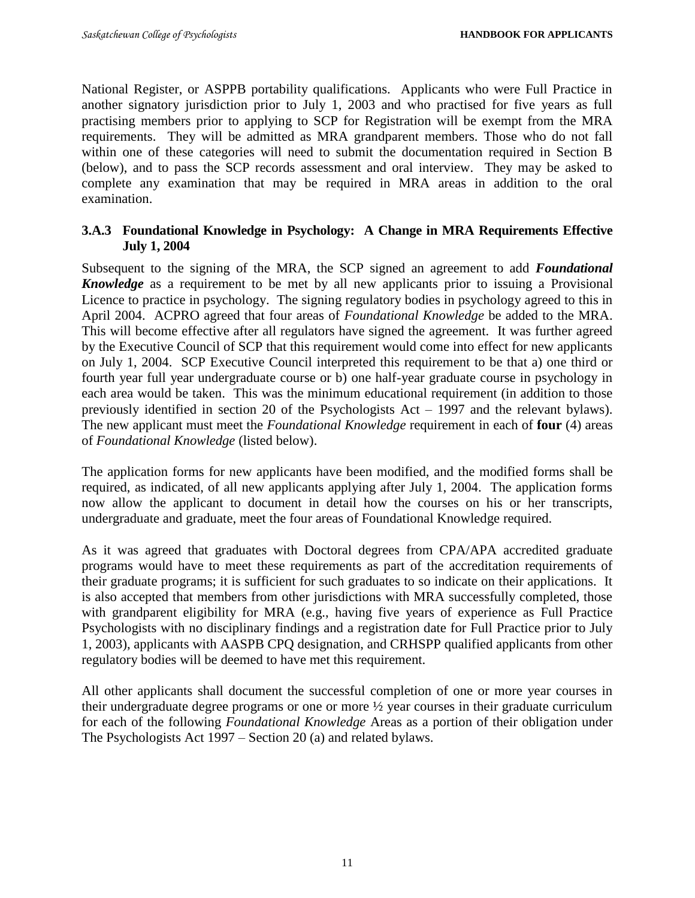National Register, or ASPPB portability qualifications. Applicants who were Full Practice in another signatory jurisdiction prior to July 1, 2003 and who practised for five years as full practising members prior to applying to SCP for Registration will be exempt from the MRA requirements. They will be admitted as MRA grandparent members. Those who do not fall within one of these categories will need to submit the documentation required in Section B (below), and to pass the SCP records assessment and oral interview. They may be asked to complete any examination that may be required in MRA areas in addition to the oral examination.

### 3.A.3 Foundational Knowledge in Psychology: A Change in MRA Requirements Effective July 1, 2004

Subsequent to the signing of the MRA, the SCP signed an agreement to add ***Foundational Knowledge*** as a requirement to be met by all new applicants prior to issuing a Provisional Licence to practice in psychology. The signing regulatory bodies in psychology agreed to this in April 2004. ACPRO agreed that four areas of *Foundational Knowledge* be added to the MRA. This will become effective after all regulators have signed the agreement. It was further agreed by the Executive Council of SCP that this requirement would come into effect for new applicants on July 1, 2004. SCP Executive Council interpreted this requirement to be that a) one third or fourth year full year undergraduate course or b) one half-year graduate course in psychology in each area would be taken. This was the minimum educational requirement (in addition to those previously identified in section 20 of the Psychologists Act – 1997 and the relevant bylaws). The new applicant must meet the *Foundational Knowledge* requirement in each of **four** (4) areas of *Foundational Knowledge* (listed below).

The application forms for new applicants have been modified, and the modified forms shall be required, as indicated, of all new applicants applying after July 1, 2004. The application forms now allow the applicant to document in detail how the courses on his or her transcripts, undergraduate and graduate, meet the four areas of Foundational Knowledge required.

As it was agreed that graduates with Doctoral degrees from CPA/APA accredited graduate programs would have to meet these requirements as part of the accreditation requirements of their graduate programs; it is sufficient for such graduates to so indicate on their applications. It is also accepted that members from other jurisdictions with MRA successfully completed, those with grandparent eligibility for MRA (e.g., having five years of experience as Full Practice Psychologists with no disciplinary findings and a registration date for Full Practice prior to July 1, 2003), applicants with AASPB CPQ designation, and CRHSPP qualified applicants from other regulatory bodies will be deemed to have met this requirement.

All other applicants shall document the successful completion of one or more year courses in their undergraduate degree programs or one or more ½ year courses in their graduate curriculum for each of the following *Foundational Knowledge* Areas as a portion of their obligation under The Psychologists Act 1997 – Section 20 (a) and related bylaws.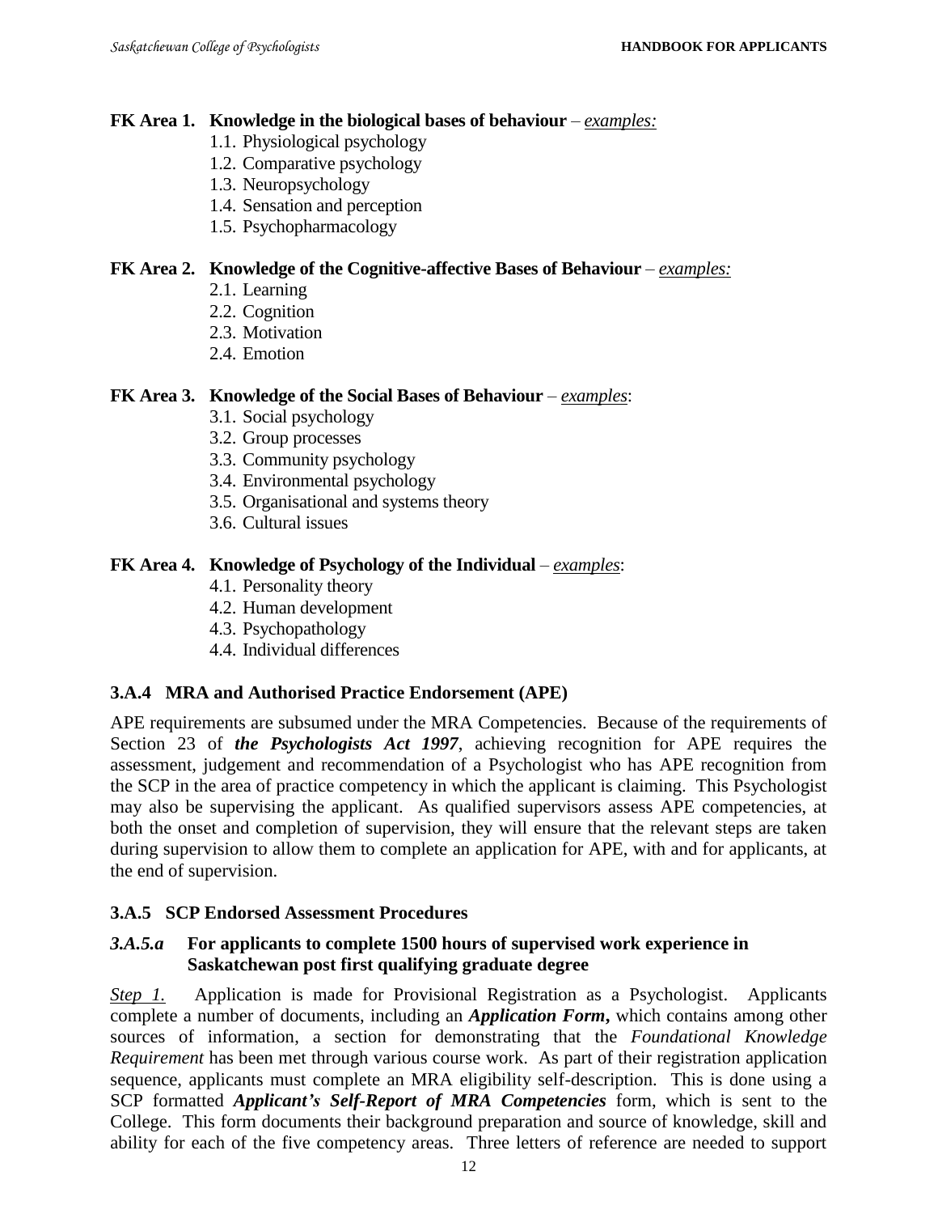**FK Area 1. Knowledge in the biological bases of behaviour** – *examples:*

1.1. Physiological psychology
1.2. Comparative psychology
1.3. Neuropsychology
1.4. Sensation and perception
1.5. Psychopharmacology

**FK Area 2. Knowledge of the Cognitive-affective Bases of Behaviour** – *examples:*

2.1. Learning
2.2. Cognition
2.3. Motivation
2.4. Emotion

**FK Area 3. Knowledge of the Social Bases of Behaviour** – *examples*:

3.1. Social psychology
3.2. Group processes
3.3. Community psychology
3.4. Environmental psychology
3.5. Organisational and systems theory
3.6. Cultural issues

**FK Area 4. Knowledge of Psychology of the Individual** – *examples*:

4.1. Personality theory
4.2. Human development
4.3. Psychopathology
4.4. Individual differences

### 3.A.4 MRA and Authorised Practice Endorsement (APE)

APE requirements are subsumed under the MRA Competencies. Because of the requirements of Section 23 of ***the Psychologists Act 1997***, achieving recognition for APE requires the assessment, judgement and recommendation of a Psychologist who has APE recognition from the SCP in the area of practice competency in which the applicant is claiming. This Psychologist may also be supervising the applicant. As qualified supervisors assess APE competencies, at both the onset and completion of supervision, they will ensure that the relevant steps are taken during supervision to allow them to complete an application for APE, with and for applicants, at the end of supervision.

### 3.A.5 SCP Endorsed Assessment Procedures

#### *3.A.5.a* For applicants to complete 1500 hours of supervised work experience in Saskatchewan post first qualifying graduate degree

*Step 1.* Application is made for Provisional Registration as a Psychologist. Applicants complete a number of documents, including an ***Application Form*****,** which contains among other sources of information, a section for demonstrating that the *Foundational Knowledge Requirement* has been met through various course work. As part of their registration application sequence, applicants must complete an MRA eligibility self-description. This is done using a SCP formatted ***Applicant's Self-Report of MRA Competencies*** form, which is sent to the College. This form documents their background preparation and source of knowledge, skill and ability for each of the five competency areas. Three letters of reference are needed to support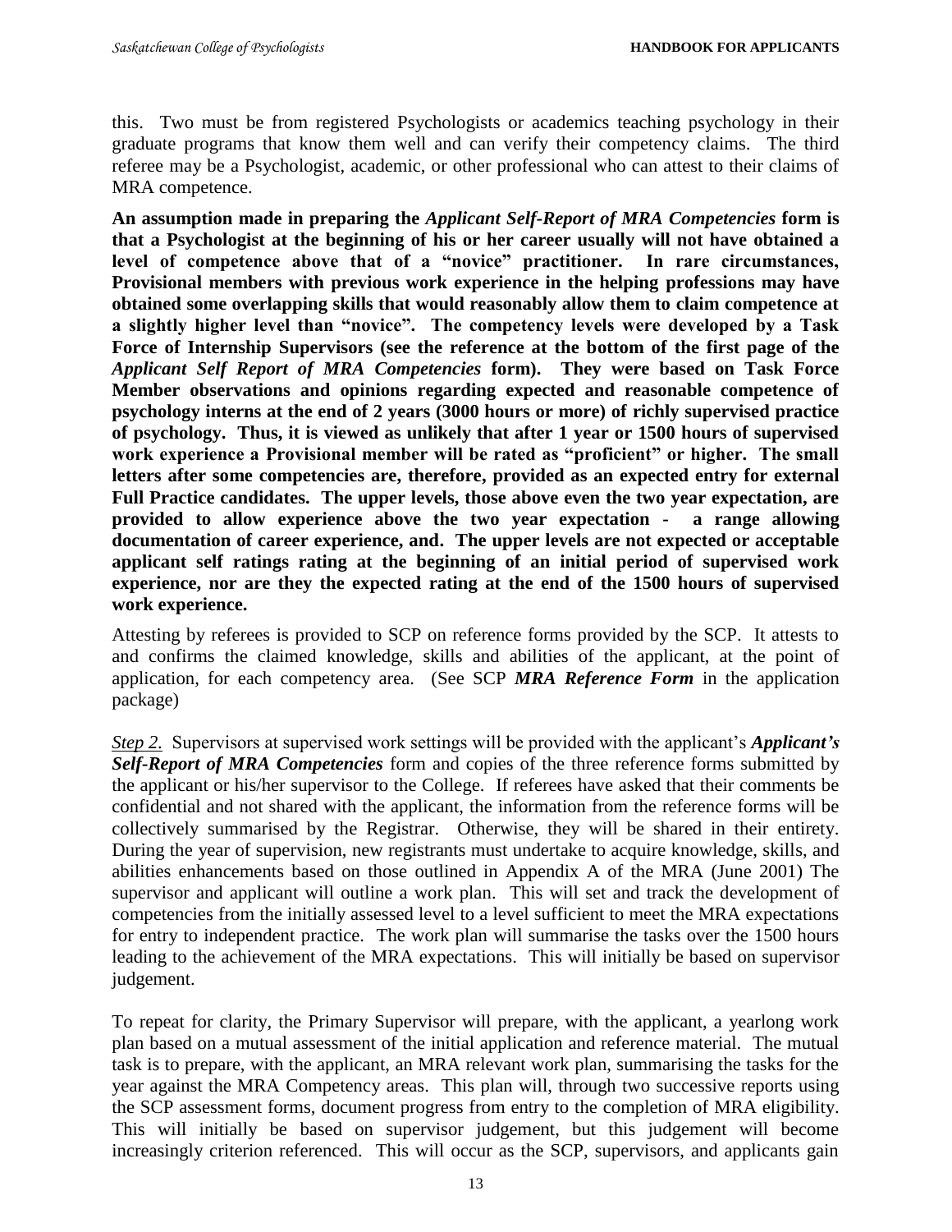this. Two must be from registered Psychologists or academics teaching psychology in their graduate programs that know them well and can verify their competency claims. The third referee may be a Psychologist, academic, or other professional who can attest to their claims of MRA competence.

**An assumption made in preparing the *Applicant Self-Report of MRA Competencies* form is that a Psychologist at the beginning of his or her career usually will not have obtained a level of competence above that of a "novice" practitioner. In rare circumstances, Provisional members with previous work experience in the helping professions may have obtained some overlapping skills that would reasonably allow them to claim competence at a slightly higher level than "novice". The competency levels were developed by a Task Force of Internship Supervisors (see the reference at the bottom of the first page of the *Applicant Self Report of MRA Competencies* form). They were based on Task Force Member observations and opinions regarding expected and reasonable competence of psychology interns at the end of 2 years (3000 hours or more) of richly supervised practice of psychology. Thus, it is viewed as unlikely that after 1 year or 1500 hours of supervised work experience a Provisional member will be rated as "proficient" or higher. The small letters after some competencies are, therefore, provided as an expected entry for external Full Practice candidates. The upper levels, those above even the two year expectation, are provided to allow experience above the two year expectation - a range allowing documentation of career experience, and. The upper levels are not expected or acceptable applicant self ratings rating at the beginning of an initial period of supervised work experience, nor are they the expected rating at the end of the 1500 hours of supervised work experience.**

Attesting by referees is provided to SCP on reference forms provided by the SCP. It attests to and confirms the claimed knowledge, skills and abilities of the applicant, at the point of application, for each competency area. (See SCP ***MRA Reference Form*** in the application package)

*Step 2.* Supervisors at supervised work settings will be provided with the applicant's ***Applicant's Self-Report of MRA Competencies*** form and copies of the three reference forms submitted by the applicant or his/her supervisor to the College. If referees have asked that their comments be confidential and not shared with the applicant, the information from the reference forms will be collectively summarised by the Registrar. Otherwise, they will be shared in their entirety. During the year of supervision, new registrants must undertake to acquire knowledge, skills, and abilities enhancements based on those outlined in Appendix A of the MRA (June 2001) The supervisor and applicant will outline a work plan. This will set and track the development of competencies from the initially assessed level to a level sufficient to meet the MRA expectations for entry to independent practice. The work plan will summarise the tasks over the 1500 hours leading to the achievement of the MRA expectations. This will initially be based on supervisor judgement.

To repeat for clarity, the Primary Supervisor will prepare, with the applicant, a yearlong work plan based on a mutual assessment of the initial application and reference material. The mutual task is to prepare, with the applicant, an MRA relevant work plan, summarising the tasks for the year against the MRA Competency areas. This plan will, through two successive reports using the SCP assessment forms, document progress from entry to the completion of MRA eligibility. This will initially be based on supervisor judgement, but this judgement will become increasingly criterion referenced. This will occur as the SCP, supervisors, and applicants gain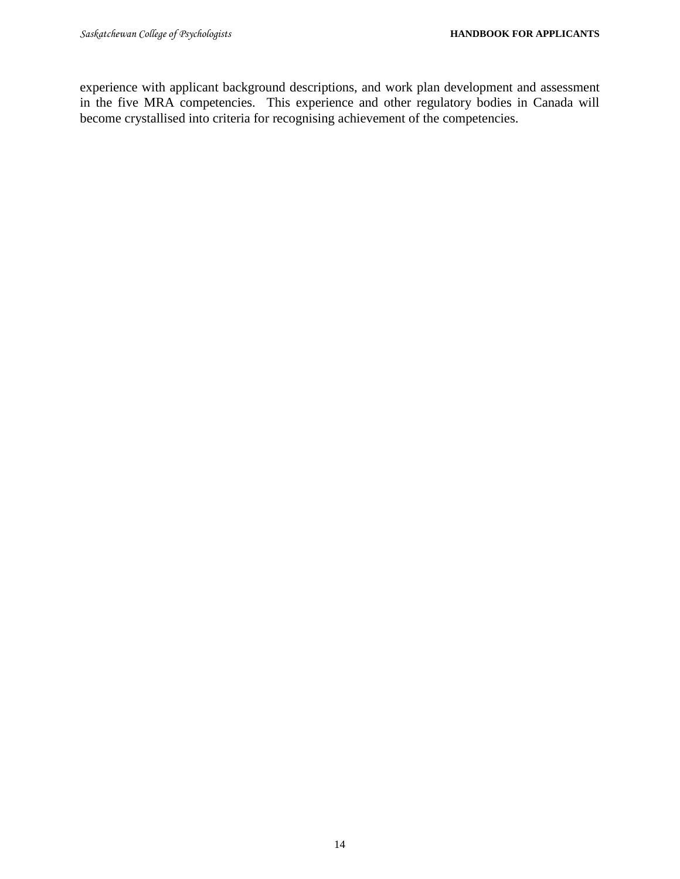experience with applicant background descriptions, and work plan development and assessment in the five MRA competencies. This experience and other regulatory bodies in Canada will become crystallised into criteria for recognising achievement of the competencies.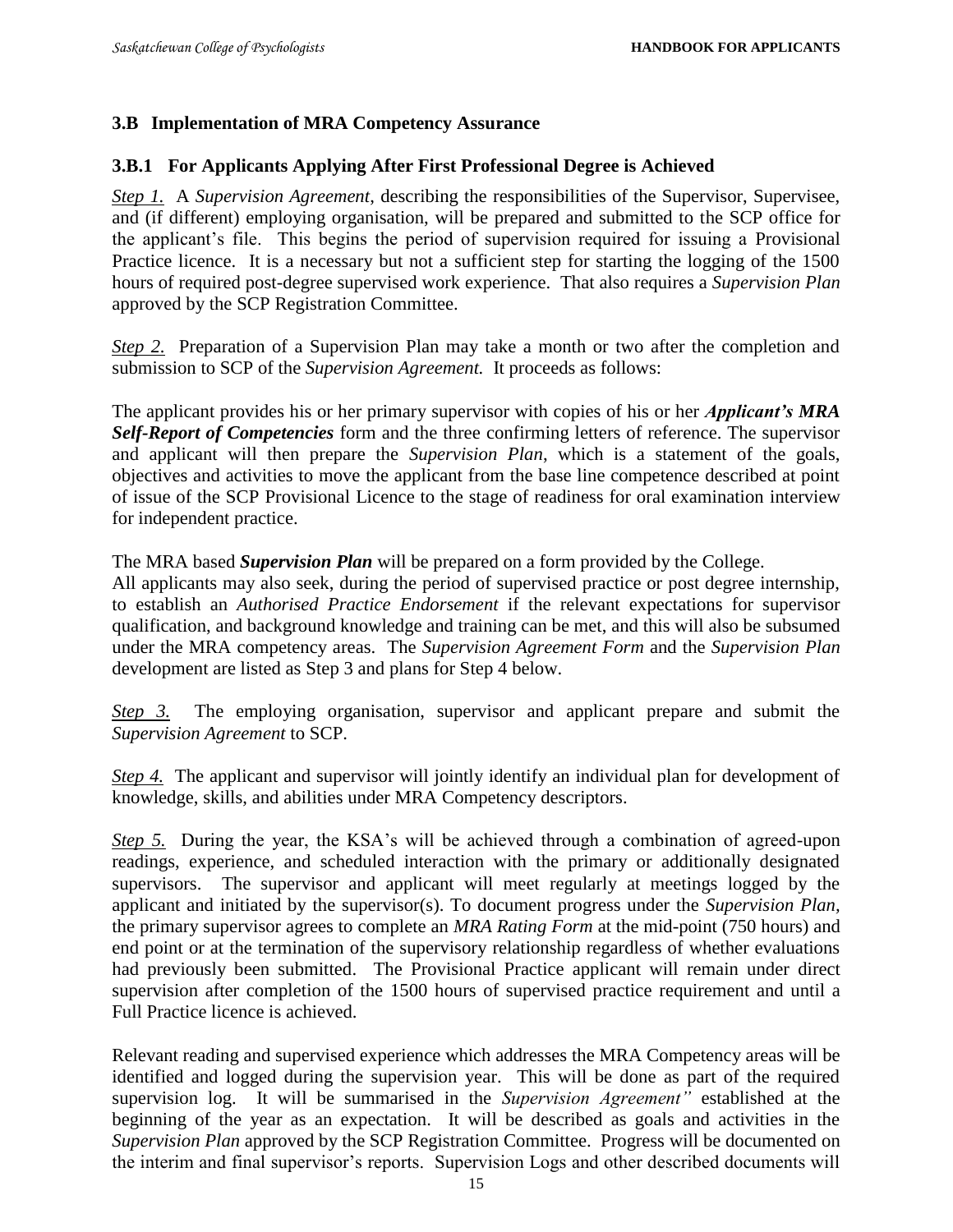### 3.B Implementation of MRA Competency Assurance

#### 3.B.1 For Applicants Applying After First Professional Degree is Achieved

*Step 1.* A *Supervision Agreement*, describing the responsibilities of the Supervisor, Supervisee, and (if different) employing organisation, will be prepared and submitted to the SCP office for the applicant's file. This begins the period of supervision required for issuing a Provisional Practice licence. It is a necessary but not a sufficient step for starting the logging of the 1500 hours of required post-degree supervised work experience. That also requires a *Supervision Plan* approved by the SCP Registration Committee.

*Step 2.* Preparation of a Supervision Plan may take a month or two after the completion and submission to SCP of the *Supervision Agreement.* It proceeds as follows:

The applicant provides his or her primary supervisor with copies of his or her ***Applicant's MRA Self-Report of Competencies*** form and the three confirming letters of reference. The supervisor and applicant will then prepare the *Supervision Plan*, which is a statement of the goals, objectives and activities to move the applicant from the base line competence described at point of issue of the SCP Provisional Licence to the stage of readiness for oral examination interview for independent practice.

The MRA based ***Supervision Plan*** will be prepared on a form provided by the College.
All applicants may also seek, during the period of supervised practice or post degree internship, to establish an *Authorised Practice Endorsement* if the relevant expectations for supervisor qualification, and background knowledge and training can be met, and this will also be subsumed under the MRA competency areas. The *Supervision Agreement Form* and the *Supervision Plan* development are listed as Step 3 and plans for Step 4 below.

*Step 3.* The employing organisation, supervisor and applicant prepare and submit the *Supervision Agreement* to SCP.

*Step 4.* The applicant and supervisor will jointly identify an individual plan for development of knowledge, skills, and abilities under MRA Competency descriptors.

*Step 5.* During the year, the KSA's will be achieved through a combination of agreed-upon readings, experience, and scheduled interaction with the primary or additionally designated supervisors. The supervisor and applicant will meet regularly at meetings logged by the applicant and initiated by the supervisor(s). To document progress under the *Supervision Plan*, the primary supervisor agrees to complete an *MRA Rating Form* at the mid-point (750 hours) and end point or at the termination of the supervisory relationship regardless of whether evaluations had previously been submitted. The Provisional Practice applicant will remain under direct supervision after completion of the 1500 hours of supervised practice requirement and until a Full Practice licence is achieved.

Relevant reading and supervised experience which addresses the MRA Competency areas will be identified and logged during the supervision year. This will be done as part of the required supervision log. It will be summarised in the *Supervision Agreement"* established at the beginning of the year as an expectation. It will be described as goals and activities in the *Supervision Plan* approved by the SCP Registration Committee. Progress will be documented on the interim and final supervisor's reports. Supervision Logs and other described documents will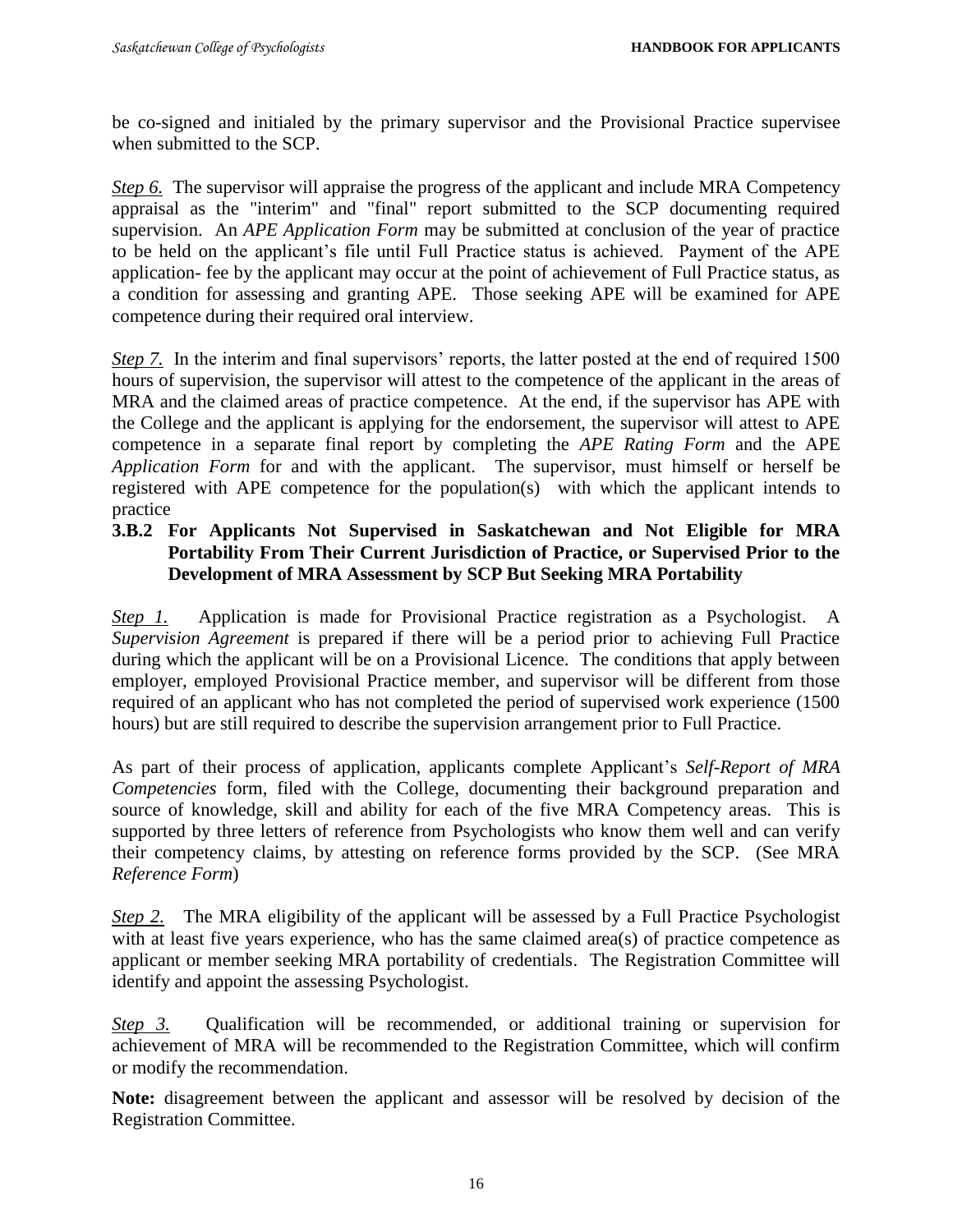be co-signed and initialed by the primary supervisor and the Provisional Practice supervisee when submitted to the SCP.

*Step 6.* The supervisor will appraise the progress of the applicant and include MRA Competency appraisal as the "interim" and "final" report submitted to the SCP documenting required supervision. An *APE Application Form* may be submitted at conclusion of the year of practice to be held on the applicant's file until Full Practice status is achieved. Payment of the APE application- fee by the applicant may occur at the point of achievement of Full Practice status, as a condition for assessing and granting APE. Those seeking APE will be examined for APE competence during their required oral interview.

*Step 7.* In the interim and final supervisors' reports, the latter posted at the end of required 1500 hours of supervision, the supervisor will attest to the competence of the applicant in the areas of MRA and the claimed areas of practice competence. At the end, if the supervisor has APE with the College and the applicant is applying for the endorsement, the supervisor will attest to APE competence in a separate final report by completing the *APE Rating Form* and the APE *Application Form* for and with the applicant. The supervisor, must himself or herself be registered with APE competence for the population(s) with which the applicant intends to practice

### 3.B.2 For Applicants Not Supervised in Saskatchewan and Not Eligible for MRA Portability From Their Current Jurisdiction of Practice, or Supervised Prior to the Development of MRA Assessment by SCP But Seeking MRA Portability

*Step 1.* Application is made for Provisional Practice registration as a Psychologist. A *Supervision Agreement* is prepared if there will be a period prior to achieving Full Practice during which the applicant will be on a Provisional Licence. The conditions that apply between employer, employed Provisional Practice member, and supervisor will be different from those required of an applicant who has not completed the period of supervised work experience (1500 hours) but are still required to describe the supervision arrangement prior to Full Practice.

As part of their process of application, applicants complete Applicant's *Self-Report of MRA Competencies* form, filed with the College, documenting their background preparation and source of knowledge, skill and ability for each of the five MRA Competency areas. This is supported by three letters of reference from Psychologists who know them well and can verify their competency claims, by attesting on reference forms provided by the SCP. (See MRA *Reference Form*)

*Step 2.* The MRA eligibility of the applicant will be assessed by a Full Practice Psychologist with at least five years experience, who has the same claimed area(s) of practice competence as applicant or member seeking MRA portability of credentials. The Registration Committee will identify and appoint the assessing Psychologist.

*Step 3.* Qualification will be recommended, or additional training or supervision for achievement of MRA will be recommended to the Registration Committee, which will confirm or modify the recommendation.

**Note:** disagreement between the applicant and assessor will be resolved by decision of the Registration Committee.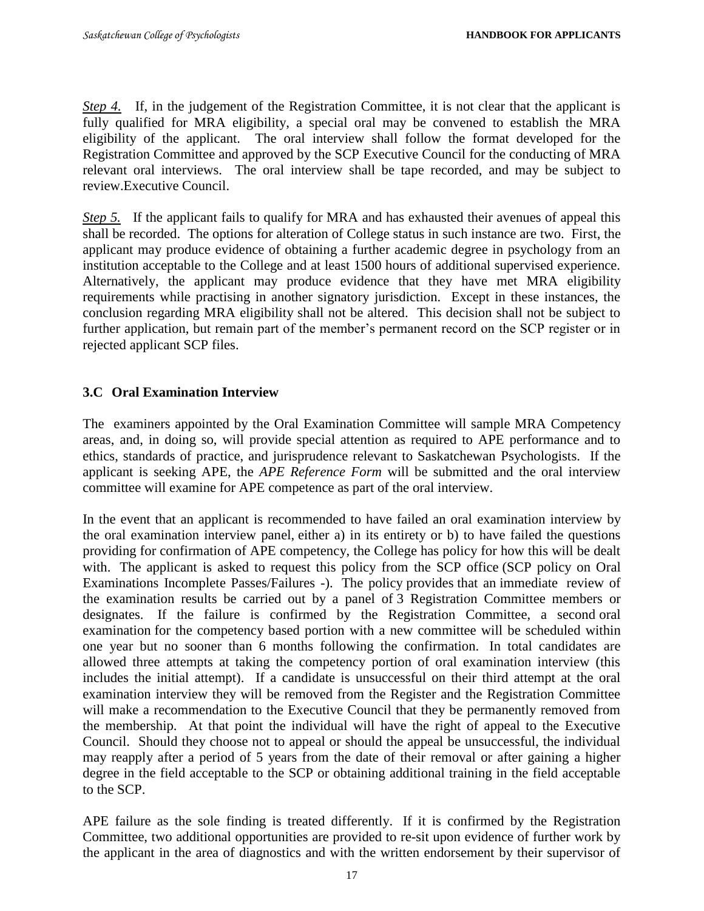*Step 4.* If, in the judgement of the Registration Committee, it is not clear that the applicant is fully qualified for MRA eligibility, a special oral may be convened to establish the MRA eligibility of the applicant. The oral interview shall follow the format developed for the Registration Committee and approved by the SCP Executive Council for the conducting of MRA relevant oral interviews. The oral interview shall be tape recorded, and may be subject to review.Executive Council.

*Step 5.* If the applicant fails to qualify for MRA and has exhausted their avenues of appeal this shall be recorded. The options for alteration of College status in such instance are two. First, the applicant may produce evidence of obtaining a further academic degree in psychology from an institution acceptable to the College and at least 1500 hours of additional supervised experience. Alternatively, the applicant may produce evidence that they have met MRA eligibility requirements while practising in another signatory jurisdiction. Except in these instances, the conclusion regarding MRA eligibility shall not be altered. This decision shall not be subject to further application, but remain part of the member's permanent record on the SCP register or in rejected applicant SCP files.

### 3.C Oral Examination Interview

The examiners appointed by the Oral Examination Committee will sample MRA Competency areas, and, in doing so, will provide special attention as required to APE performance and to ethics, standards of practice, and jurisprudence relevant to Saskatchewan Psychologists. If the applicant is seeking APE, the *APE Reference Form* will be submitted and the oral interview committee will examine for APE competence as part of the oral interview.

In the event that an applicant is recommended to have failed an oral examination interview by the oral examination interview panel, either a) in its entirety or b) to have failed the questions providing for confirmation of APE competency, the College has policy for how this will be dealt with. The applicant is asked to request this policy from the SCP office (SCP policy on Oral Examinations Incomplete Passes/Failures -). The policy provides that an immediate review of the examination results be carried out by a panel of 3 Registration Committee members or designates. If the failure is confirmed by the Registration Committee, a second oral examination for the competency based portion with a new committee will be scheduled within one year but no sooner than 6 months following the confirmation. In total candidates are allowed three attempts at taking the competency portion of oral examination interview (this includes the initial attempt). If a candidate is unsuccessful on their third attempt at the oral examination interview they will be removed from the Register and the Registration Committee will make a recommendation to the Executive Council that they be permanently removed from the membership. At that point the individual will have the right of appeal to the Executive Council. Should they choose not to appeal or should the appeal be unsuccessful, the individual may reapply after a period of 5 years from the date of their removal or after gaining a higher degree in the field acceptable to the SCP or obtaining additional training in the field acceptable to the SCP.

APE failure as the sole finding is treated differently. If it is confirmed by the Registration Committee, two additional opportunities are provided to re-sit upon evidence of further work by the applicant in the area of diagnostics and with the written endorsement by their supervisor of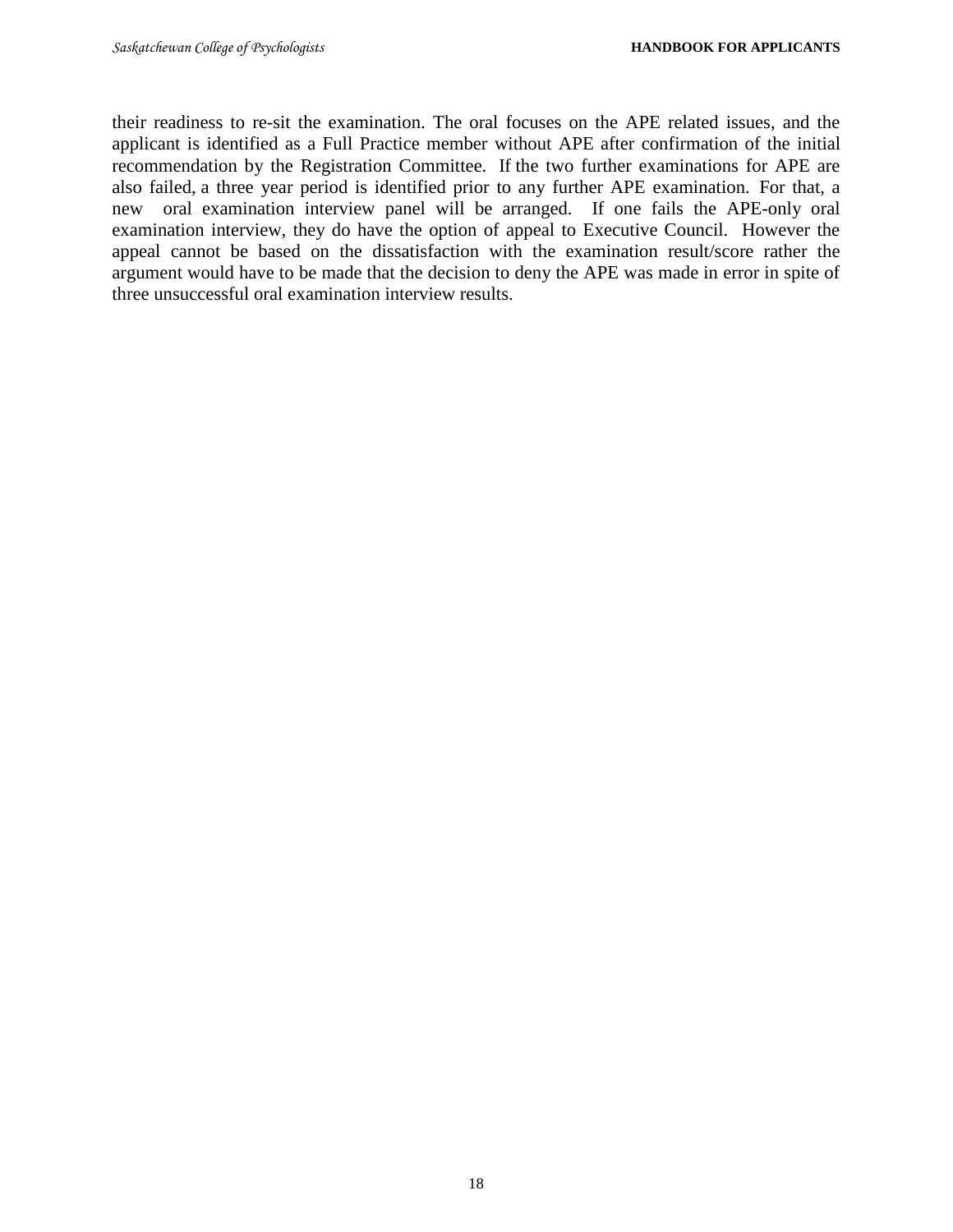their readiness to re-sit the examination. The oral focuses on the APE related issues, and the applicant is identified as a Full Practice member without APE after confirmation of the initial recommendation by the Registration Committee. If the two further examinations for APE are also failed, a three year period is identified prior to any further APE examination. For that, a new oral examination interview panel will be arranged. If one fails the APE-only oral examination interview, they do have the option of appeal to Executive Council. However the appeal cannot be based on the dissatisfaction with the examination result/score rather the argument would have to be made that the decision to deny the APE was made in error in spite of three unsuccessful oral examination interview results.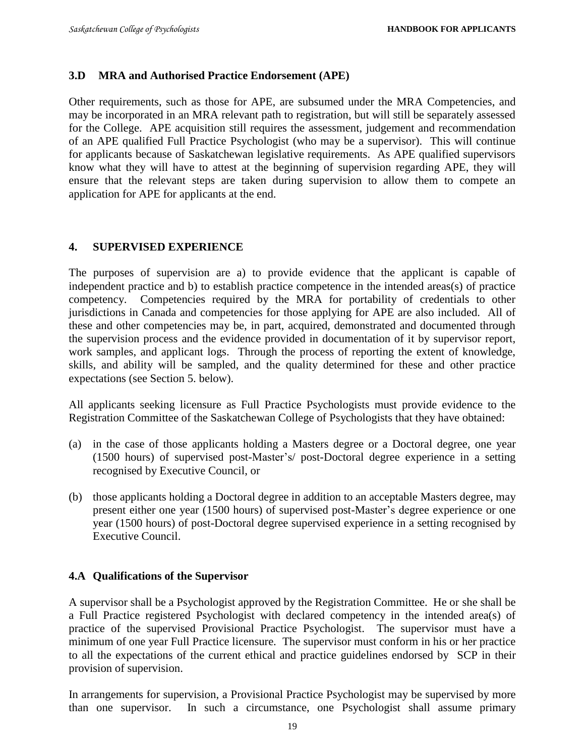### 3.D MRA and Authorised Practice Endorsement (APE)

Other requirements, such as those for APE, are subsumed under the MRA Competencies, and may be incorporated in an MRA relevant path to registration, but will still be separately assessed for the College. APE acquisition still requires the assessment, judgement and recommendation of an APE qualified Full Practice Psychologist (who may be a supervisor). This will continue for applicants because of Saskatchewan legislative requirements. As APE qualified supervisors know what they will have to attest at the beginning of supervision regarding APE, they will ensure that the relevant steps are taken during supervision to allow them to compete an application for APE for applicants at the end.

## 4. SUPERVISED EXPERIENCE

The purposes of supervision are a) to provide evidence that the applicant is capable of independent practice and b) to establish practice competence in the intended areas(s) of practice competency. Competencies required by the MRA for portability of credentials to other jurisdictions in Canada and competencies for those applying for APE are also included. All of these and other competencies may be, in part, acquired, demonstrated and documented through the supervision process and the evidence provided in documentation of it by supervisor report, work samples, and applicant logs. Through the process of reporting the extent of knowledge, skills, and ability will be sampled, and the quality determined for these and other practice expectations (see Section 5. below).

All applicants seeking licensure as Full Practice Psychologists must provide evidence to the Registration Committee of the Saskatchewan College of Psychologists that they have obtained:

(a) in the case of those applicants holding a Masters degree or a Doctoral degree, one year (1500 hours) of supervised post-Master's/ post-Doctoral degree experience in a setting recognised by Executive Council, or

(b) those applicants holding a Doctoral degree in addition to an acceptable Masters degree, may present either one year (1500 hours) of supervised post-Master's degree experience or one year (1500 hours) of post-Doctoral degree supervised experience in a setting recognised by Executive Council.

### 4.A Qualifications of the Supervisor

A supervisor shall be a Psychologist approved by the Registration Committee. He or she shall be a Full Practice registered Psychologist with declared competency in the intended area(s) of practice of the supervised Provisional Practice Psychologist. The supervisor must have a minimum of one year Full Practice licensure. The supervisor must conform in his or her practice to all the expectations of the current ethical and practice guidelines endorsed by SCP in their provision of supervision.

In arrangements for supervision, a Provisional Practice Psychologist may be supervised by more than one supervisor. In such a circumstance, one Psychologist shall assume primary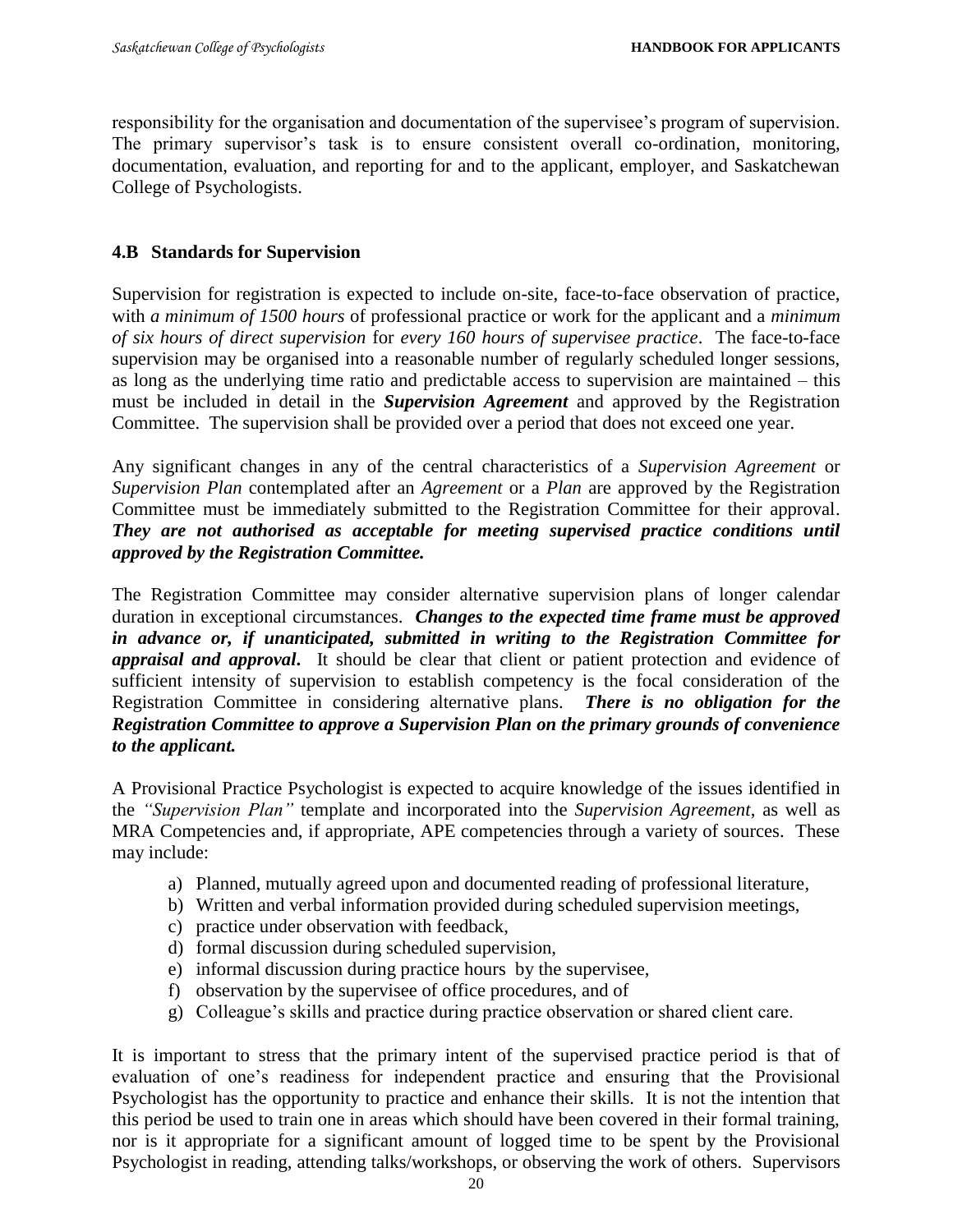responsibility for the organisation and documentation of the supervisee's program of supervision. The primary supervisor's task is to ensure consistent overall co-ordination, monitoring, documentation, evaluation, and reporting for and to the applicant, employer, and Saskatchewan College of Psychologists.

### 4.B Standards for Supervision

Supervision for registration is expected to include on-site, face-to-face observation of practice, with *a minimum of 1500 hours* of professional practice or work for the applicant and a *minimum of six hours of direct supervision* for *every 160 hours of supervisee practice*. The face-to-face supervision may be organised into a reasonable number of regularly scheduled longer sessions, as long as the underlying time ratio and predictable access to supervision are maintained – this must be included in detail in the ***Supervision Agreement*** and approved by the Registration Committee. The supervision shall be provided over a period that does not exceed one year.

Any significant changes in any of the central characteristics of a *Supervision Agreement* or *Supervision Plan* contemplated after an *Agreement* or a *Plan* are approved by the Registration Committee must be immediately submitted to the Registration Committee for their approval. ***They are not authorised as acceptable for meeting supervised practice conditions until approved by the Registration Committee.***

The Registration Committee may consider alternative supervision plans of longer calendar duration in exceptional circumstances. ***Changes to the expected time frame must be approved in advance or, if unanticipated, submitted in writing to the Registration Committee for appraisal and approval***. It should be clear that client or patient protection and evidence of sufficient intensity of supervision to establish competency is the focal consideration of the Registration Committee in considering alternative plans. ***There is no obligation for the Registration Committee to approve a Supervision Plan on the primary grounds of convenience to the applicant.***

A Provisional Practice Psychologist is expected to acquire knowledge of the issues identified in the *"Supervision Plan"* template and incorporated into the *Supervision Agreement*, as well as MRA Competencies and, if appropriate, APE competencies through a variety of sources. These may include:

a) Planned, mutually agreed upon and documented reading of professional literature,
b) Written and verbal information provided during scheduled supervision meetings,
c) practice under observation with feedback,
d) formal discussion during scheduled supervision,
e) informal discussion during practice hours by the supervisee,
f) observation by the supervisee of office procedures, and of
g) Colleague's skills and practice during practice observation or shared client care.

It is important to stress that the primary intent of the supervised practice period is that of evaluation of one's readiness for independent practice and ensuring that the Provisional Psychologist has the opportunity to practice and enhance their skills. It is not the intention that this period be used to train one in areas which should have been covered in their formal training, nor is it appropriate for a significant amount of logged time to be spent by the Provisional Psychologist in reading, attending talks/workshops, or observing the work of others. Supervisors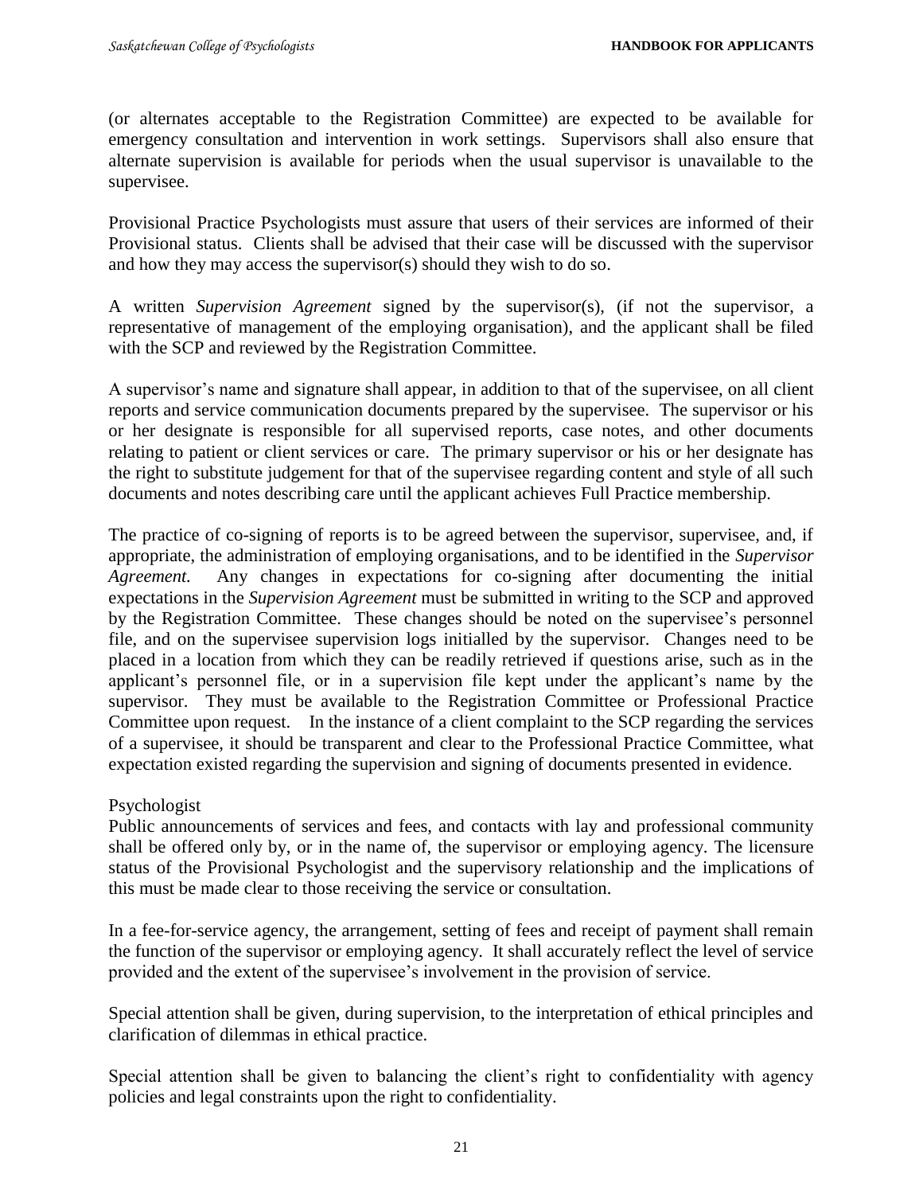(or alternates acceptable to the Registration Committee) are expected to be available for emergency consultation and intervention in work settings. Supervisors shall also ensure that alternate supervision is available for periods when the usual supervisor is unavailable to the supervisee.

Provisional Practice Psychologists must assure that users of their services are informed of their Provisional status. Clients shall be advised that their case will be discussed with the supervisor and how they may access the supervisor(s) should they wish to do so.

A written *Supervision Agreement* signed by the supervisor(s), (if not the supervisor, a representative of management of the employing organisation), and the applicant shall be filed with the SCP and reviewed by the Registration Committee.

A supervisor's name and signature shall appear, in addition to that of the supervisee, on all client reports and service communication documents prepared by the supervisee. The supervisor or his or her designate is responsible for all supervised reports, case notes, and other documents relating to patient or client services or care. The primary supervisor or his or her designate has the right to substitute judgement for that of the supervisee regarding content and style of all such documents and notes describing care until the applicant achieves Full Practice membership.

The practice of co-signing of reports is to be agreed between the supervisor, supervisee, and, if appropriate, the administration of employing organisations, and to be identified in the *Supervisor Agreement.* Any changes in expectations for co-signing after documenting the initial expectations in the *Supervision Agreement* must be submitted in writing to the SCP and approved by the Registration Committee. These changes should be noted on the supervisee's personnel file, and on the supervisee supervision logs initialled by the supervisor. Changes need to be placed in a location from which they can be readily retrieved if questions arise, such as in the applicant's personnel file, or in a supervision file kept under the applicant's name by the supervisor. They must be available to the Registration Committee or Professional Practice Committee upon request. In the instance of a client complaint to the SCP regarding the services of a supervisee, it should be transparent and clear to the Professional Practice Committee, what expectation existed regarding the supervision and signing of documents presented in evidence.

Psychologist

Public announcements of services and fees, and contacts with lay and professional community shall be offered only by, or in the name of, the supervisor or employing agency. The licensure status of the Provisional Psychologist and the supervisory relationship and the implications of this must be made clear to those receiving the service or consultation.

In a fee-for-service agency, the arrangement, setting of fees and receipt of payment shall remain the function of the supervisor or employing agency. It shall accurately reflect the level of service provided and the extent of the supervisee's involvement in the provision of service.

Special attention shall be given, during supervision, to the interpretation of ethical principles and clarification of dilemmas in ethical practice.

Special attention shall be given to balancing the client's right to confidentiality with agency policies and legal constraints upon the right to confidentiality.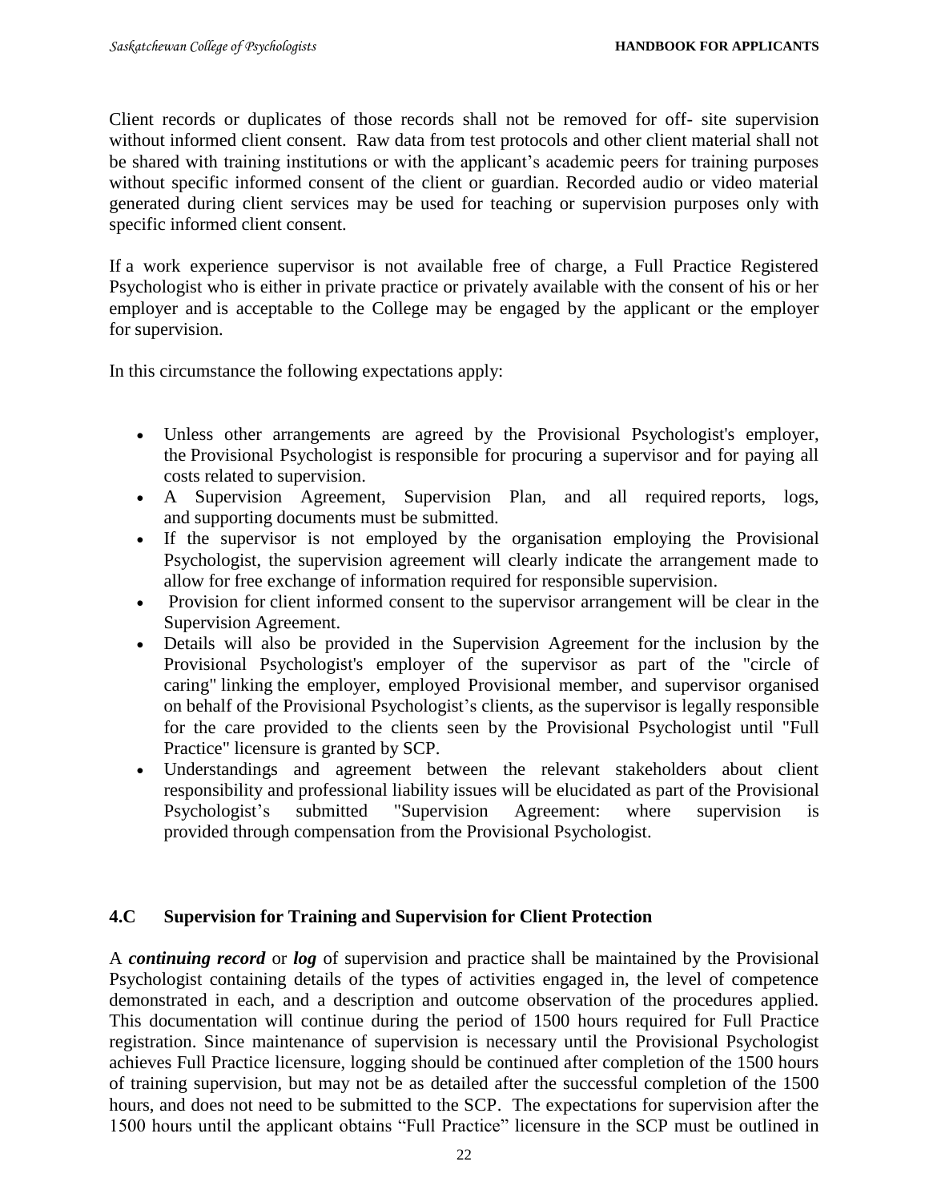Client records or duplicates of those records shall not be removed for off- site supervision without informed client consent. Raw data from test protocols and other client material shall not be shared with training institutions or with the applicant's academic peers for training purposes without specific informed consent of the client or guardian. Recorded audio or video material generated during client services may be used for teaching or supervision purposes only with specific informed client consent.

If a work experience supervisor is not available free of charge, a Full Practice Registered Psychologist who is either in private practice or privately available with the consent of his or her employer and is acceptable to the College may be engaged by the applicant or the employer for supervision.

In this circumstance the following expectations apply:

- Unless other arrangements are agreed by the Provisional Psychologist's employer, the Provisional Psychologist is responsible for procuring a supervisor and for paying all costs related to supervision.
- A Supervision Agreement, Supervision Plan, and all required reports, logs, and supporting documents must be submitted.
- If the supervisor is not employed by the organisation employing the Provisional Psychologist, the supervision agreement will clearly indicate the arrangement made to allow for free exchange of information required for responsible supervision.
- Provision for client informed consent to the supervisor arrangement will be clear in the Supervision Agreement.
- Details will also be provided in the Supervision Agreement for the inclusion by the Provisional Psychologist's employer of the supervisor as part of the "circle of caring" linking the employer, employed Provisional member, and supervisor organised on behalf of the Provisional Psychologist's clients, as the supervisor is legally responsible for the care provided to the clients seen by the Provisional Psychologist until "Full Practice" licensure is granted by SCP.
- Understandings and agreement between the relevant stakeholders about client responsibility and professional liability issues will be elucidated as part of the Provisional Psychologist's submitted "Supervision Agreement: where supervision is provided through compensation from the Provisional Psychologist.

## 4.C Supervision for Training and Supervision for Client Protection

A ***continuing record*** or ***log*** of supervision and practice shall be maintained by the Provisional Psychologist containing details of the types of activities engaged in, the level of competence demonstrated in each, and a description and outcome observation of the procedures applied. This documentation will continue during the period of 1500 hours required for Full Practice registration. Since maintenance of supervision is necessary until the Provisional Psychologist achieves Full Practice licensure, logging should be continued after completion of the 1500 hours of training supervision, but may not be as detailed after the successful completion of the 1500 hours, and does not need to be submitted to the SCP. The expectations for supervision after the 1500 hours until the applicant obtains "Full Practice" licensure in the SCP must be outlined in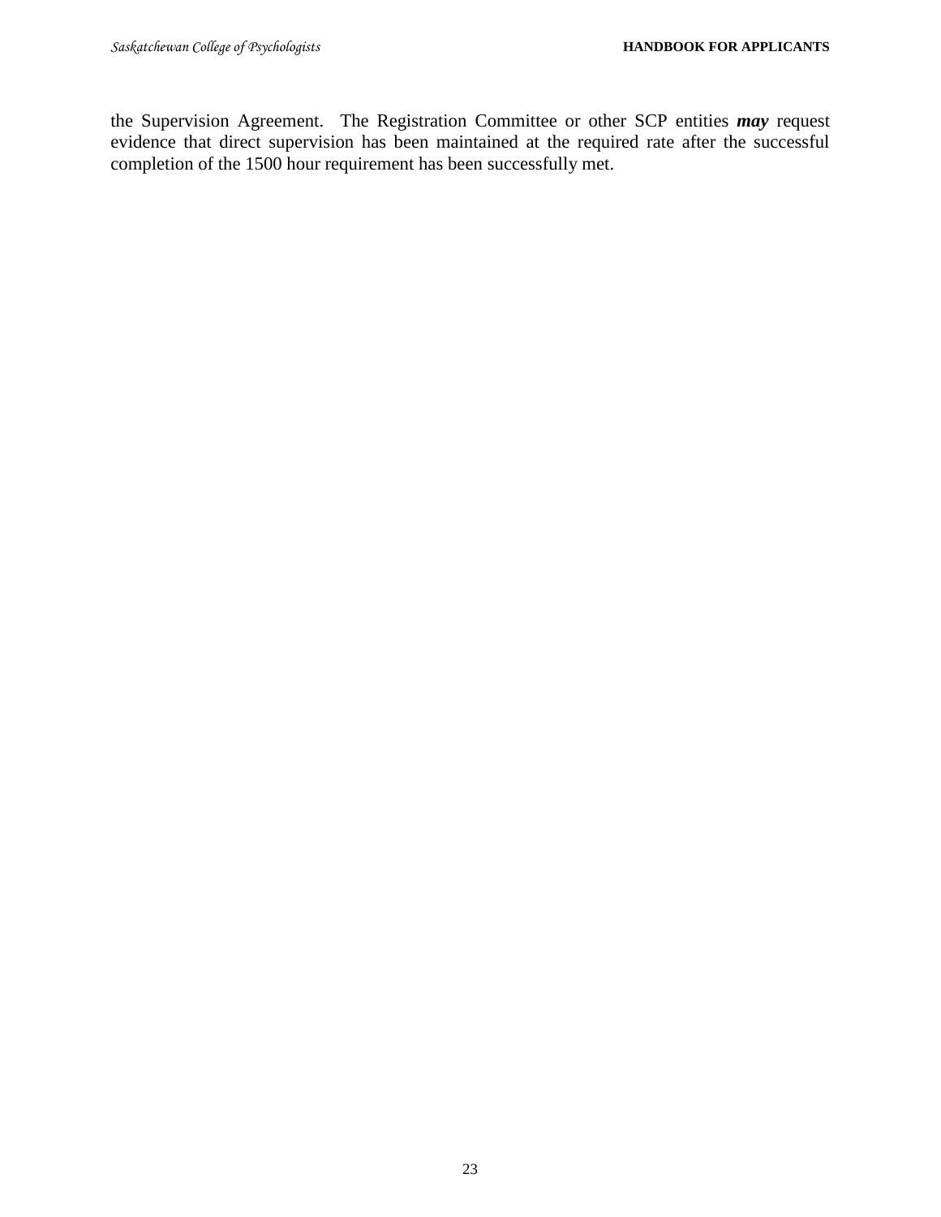the Supervision Agreement. The Registration Committee or other SCP entities ***may*** request evidence that direct supervision has been maintained at the required rate after the successful completion of the 1500 hour requirement has been successfully met.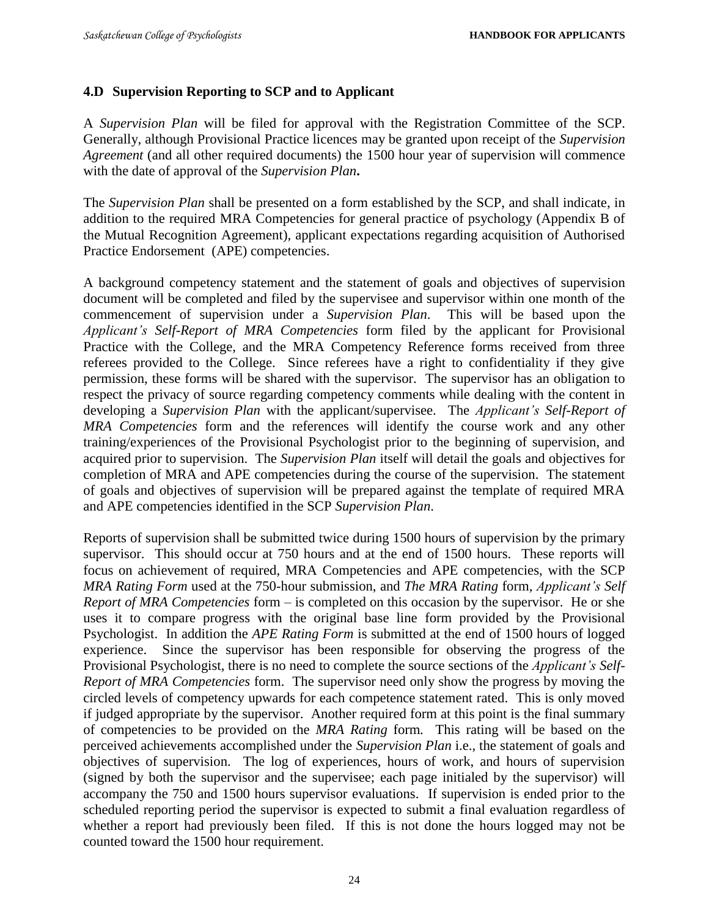### 4.D Supervision Reporting to SCP and to Applicant

A *Supervision Plan* will be filed for approval with the Registration Committee of the SCP. Generally, although Provisional Practice licences may be granted upon receipt of the *Supervision Agreement* (and all other required documents) the 1500 hour year of supervision will commence with the date of approval of the *Supervision Plan***.**

The *Supervision Plan* shall be presented on a form established by the SCP, and shall indicate, in addition to the required MRA Competencies for general practice of psychology (Appendix B of the Mutual Recognition Agreement), applicant expectations regarding acquisition of Authorised Practice Endorsement (APE) competencies.

A background competency statement and the statement of goals and objectives of supervision document will be completed and filed by the supervisee and supervisor within one month of the commencement of supervision under a *Supervision Plan*. This will be based upon the *Applicant's Self-Report of MRA Competencies* form filed by the applicant for Provisional Practice with the College, and the MRA Competency Reference forms received from three referees provided to the College. Since referees have a right to confidentiality if they give permission, these forms will be shared with the supervisor. The supervisor has an obligation to respect the privacy of source regarding competency comments while dealing with the content in developing a *Supervision Plan* with the applicant/supervisee. The *Applicant's Self-Report of MRA Competencies* form and the references will identify the course work and any other training/experiences of the Provisional Psychologist prior to the beginning of supervision, and acquired prior to supervision. The *Supervision Plan* itself will detail the goals and objectives for completion of MRA and APE competencies during the course of the supervision. The statement of goals and objectives of supervision will be prepared against the template of required MRA and APE competencies identified in the SCP *Supervision Plan*.

Reports of supervision shall be submitted twice during 1500 hours of supervision by the primary supervisor. This should occur at 750 hours and at the end of 1500 hours. These reports will focus on achievement of required, MRA Competencies and APE competencies, with the SCP *MRA Rating Form* used at the 750-hour submission, and *The MRA Rating* form, *Applicant's Self Report of MRA Competencies* form – is completed on this occasion by the supervisor. He or she uses it to compare progress with the original base line form provided by the Provisional Psychologist. In addition the *APE Rating Form* is submitted at the end of 1500 hours of logged experience. Since the supervisor has been responsible for observing the progress of the Provisional Psychologist, there is no need to complete the source sections of the *Applicant's Self-Report of MRA Competencies* form. The supervisor need only show the progress by moving the circled levels of competency upwards for each competence statement rated. This is only moved if judged appropriate by the supervisor. Another required form at this point is the final summary of competencies to be provided on the *MRA Rating* form. This rating will be based on the perceived achievements accomplished under the *Supervision Plan* i.e., the statement of goals and objectives of supervision. The log of experiences, hours of work, and hours of supervision (signed by both the supervisor and the supervisee; each page initialed by the supervisor) will accompany the 750 and 1500 hours supervisor evaluations. If supervision is ended prior to the scheduled reporting period the supervisor is expected to submit a final evaluation regardless of whether a report had previously been filed. If this is not done the hours logged may not be counted toward the 1500 hour requirement.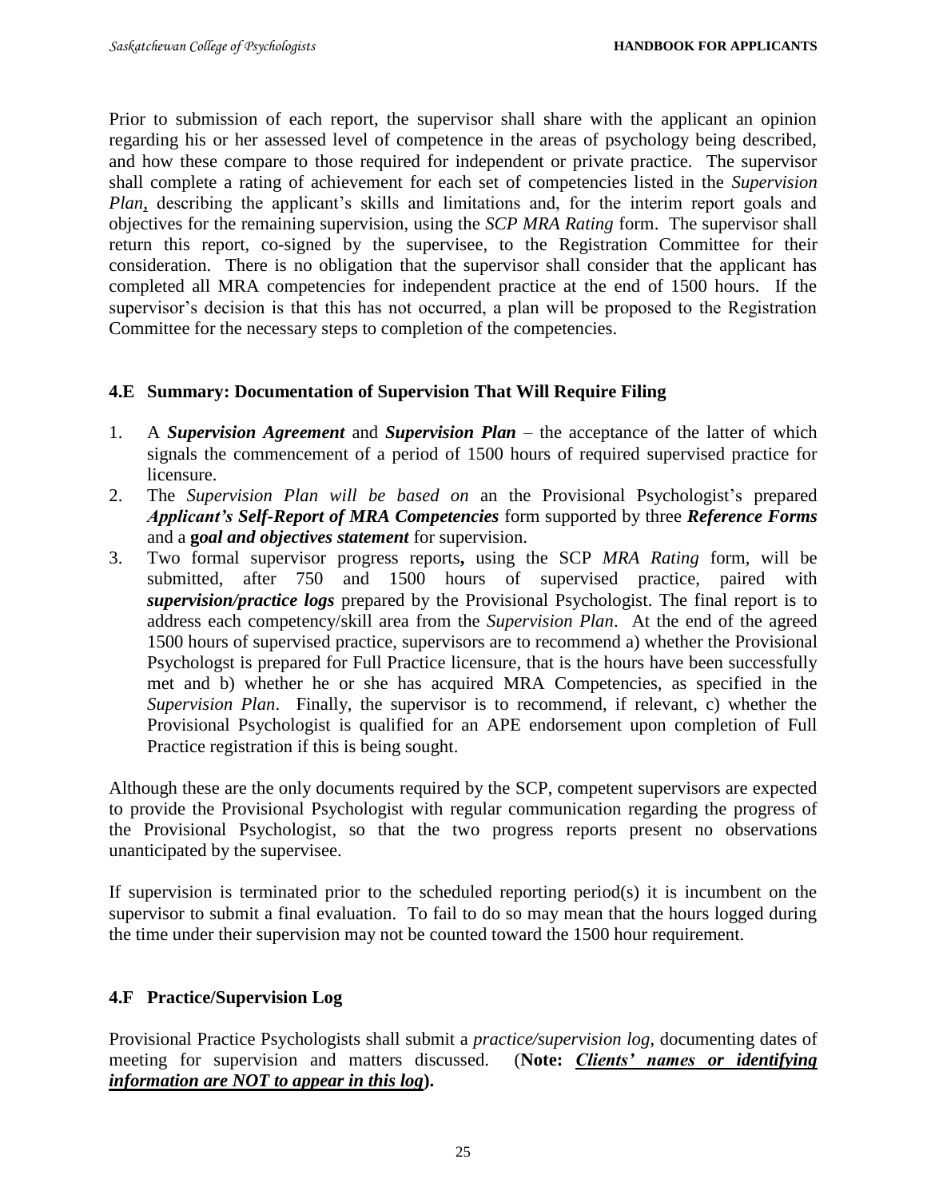Prior to submission of each report, the supervisor shall share with the applicant an opinion regarding his or her assessed level of competence in the areas of psychology being described, and how these compare to those required for independent or private practice. The supervisor shall complete a rating of achievement for each set of competencies listed in the *Supervision Plan*, describing the applicant's skills and limitations and, for the interim report goals and objectives for the remaining supervision, using the *SCP MRA Rating* form. The supervisor shall return this report, co-signed by the supervisee, to the Registration Committee for their consideration. There is no obligation that the supervisor shall consider that the applicant has completed all MRA competencies for independent practice at the end of 1500 hours. If the supervisor's decision is that this has not occurred, a plan will be proposed to the Registration Committee for the necessary steps to completion of the competencies.

### 4.E Summary: Documentation of Supervision That Will Require Filing

1. A ***Supervision Agreement*** and ***Supervision Plan*** – the acceptance of the latter of which signals the commencement of a period of 1500 hours of required supervised practice for licensure.
2. The *Supervision Plan will be based on* an the Provisional Psychologist's prepared ***Applicant's Self-Report of MRA Competencies*** form supported by three ***Reference Forms*** and a **g*oal and objectives statement*** for supervision.
3. Two formal supervisor progress reports**,** using the SCP *MRA Rating* form, will be submitted, after 750 and 1500 hours of supervised practice, paired with ***supervision/practice logs*** prepared by the Provisional Psychologist. The final report is to address each competency/skill area from the *Supervision Plan*. At the end of the agreed 1500 hours of supervised practice, supervisors are to recommend a) whether the Provisional Psychologst is prepared for Full Practice licensure, that is the hours have been successfully met and b) whether he or she has acquired MRA Competencies, as specified in the *Supervision Plan*. Finally, the supervisor is to recommend, if relevant, c) whether the Provisional Psychologist is qualified for an APE endorsement upon completion of Full Practice registration if this is being sought.

Although these are the only documents required by the SCP, competent supervisors are expected to provide the Provisional Psychologist with regular communication regarding the progress of the Provisional Psychologist, so that the two progress reports present no observations unanticipated by the supervisee.

If supervision is terminated prior to the scheduled reporting period(s) it is incumbent on the supervisor to submit a final evaluation. To fail to do so may mean that the hours logged during the time under their supervision may not be counted toward the 1500 hour requirement.

### 4.F Practice/Supervision Log

Provisional Practice Psychologists shall submit a *practice/supervision log*, documenting dates of meeting for supervision and matters discussed. (**Note:** ***<u>Clients' names or identifying information are NOT to appear in this log</u>*)**.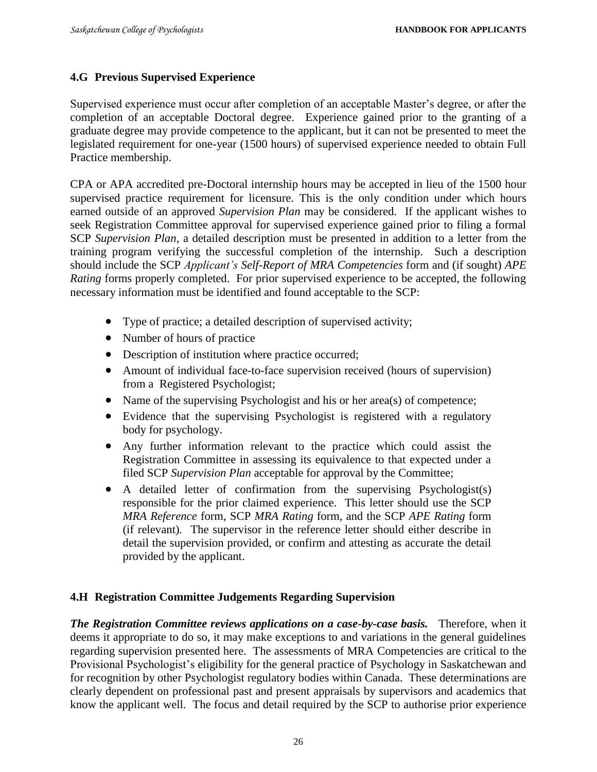### 4.G Previous Supervised Experience

Supervised experience must occur after completion of an acceptable Master's degree, or after the completion of an acceptable Doctoral degree. Experience gained prior to the granting of a graduate degree may provide competence to the applicant, but it can not be presented to meet the legislated requirement for one-year (1500 hours) of supervised experience needed to obtain Full Practice membership.

CPA or APA accredited pre-Doctoral internship hours may be accepted in lieu of the 1500 hour supervised practice requirement for licensure. This is the only condition under which hours earned outside of an approved *Supervision Plan* may be considered. If the applicant wishes to seek Registration Committee approval for supervised experience gained prior to filing a formal SCP *Supervision Plan*, a detailed description must be presented in addition to a letter from the training program verifying the successful completion of the internship. Such a description should include the SCP *Applicant's Self-Report of MRA Competencies* form and (if sought) *APE Rating* forms properly completed. For prior supervised experience to be accepted, the following necessary information must be identified and found acceptable to the SCP:

- Type of practice; a detailed description of supervised activity;
- Number of hours of practice
- Description of institution where practice occurred;
- Amount of individual face-to-face supervision received (hours of supervision) from a Registered Psychologist;
- Name of the supervising Psychologist and his or her area(s) of competence;
- Evidence that the supervising Psychologist is registered with a regulatory body for psychology.
- Any further information relevant to the practice which could assist the Registration Committee in assessing its equivalence to that expected under a filed SCP *Supervision Plan* acceptable for approval by the Committee;
- A detailed letter of confirmation from the supervising Psychologist(s) responsible for the prior claimed experience. This letter should use the SCP *MRA Reference* form, SCP *MRA Rating* form, and the SCP *APE Rating* form (if relevant). The supervisor in the reference letter should either describe in detail the supervision provided, or confirm and attesting as accurate the detail provided by the applicant.

### 4.H Registration Committee Judgements Regarding Supervision

***The Registration Committee reviews applications on a case-by-case basis.*** Therefore, when it deems it appropriate to do so, it may make exceptions to and variations in the general guidelines regarding supervision presented here. The assessments of MRA Competencies are critical to the Provisional Psychologist's eligibility for the general practice of Psychology in Saskatchewan and for recognition by other Psychologist regulatory bodies within Canada. These determinations are clearly dependent on professional past and present appraisals by supervisors and academics that know the applicant well. The focus and detail required by the SCP to authorise prior experience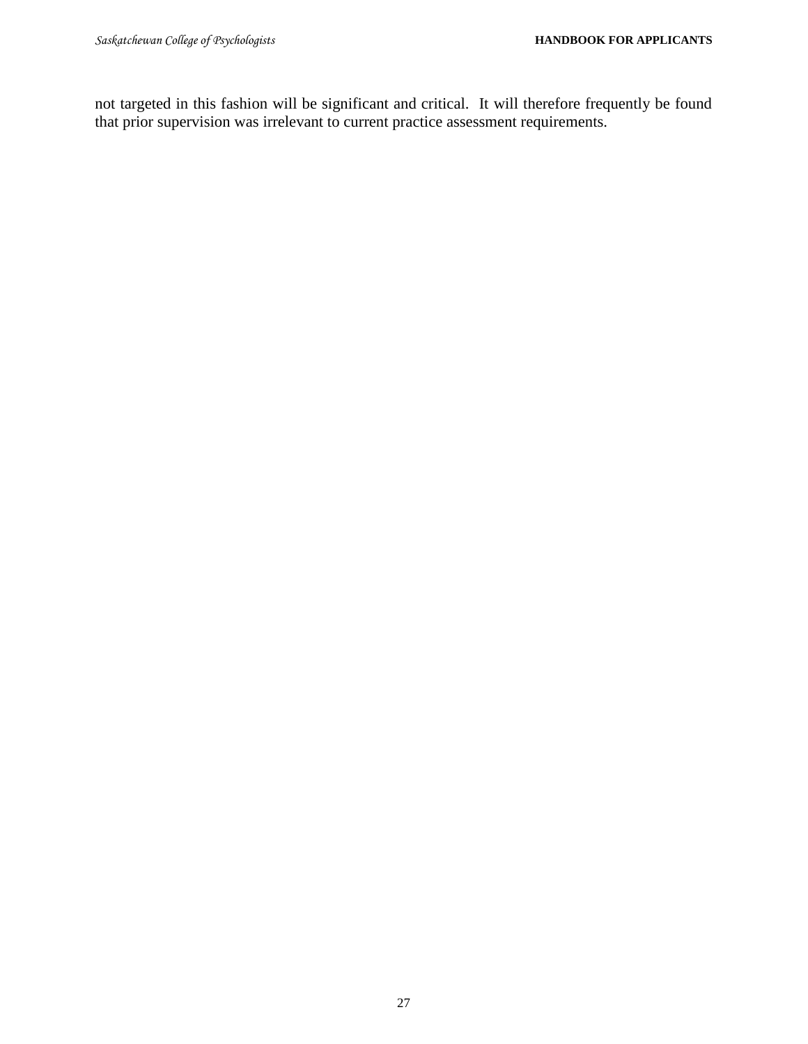not targeted in this fashion will be significant and critical. It will therefore frequently be found that prior supervision was irrelevant to current practice assessment requirements.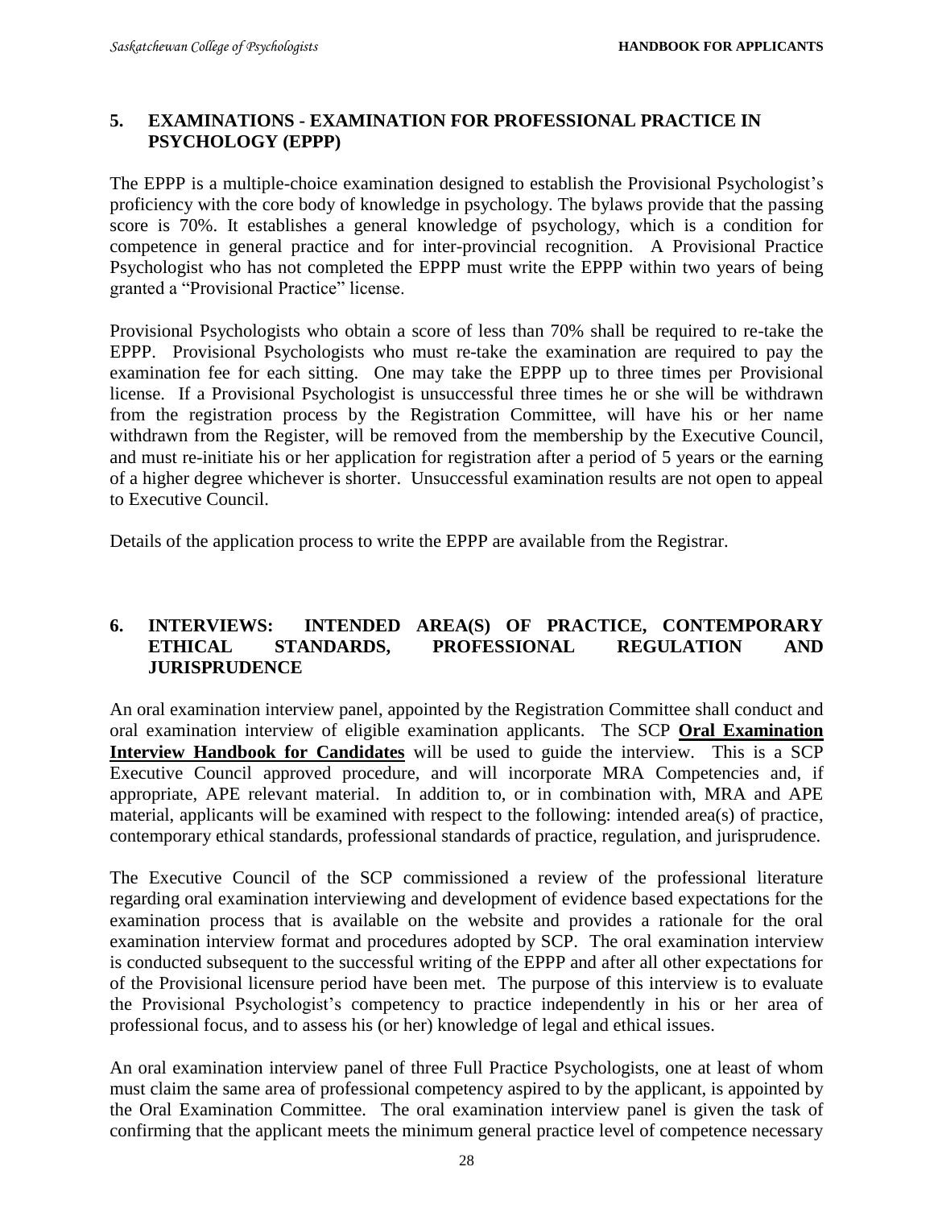## 5. EXAMINATIONS - EXAMINATION FOR PROFESSIONAL PRACTICE IN PSYCHOLOGY (EPPP)

The EPPP is a multiple-choice examination designed to establish the Provisional Psychologist's proficiency with the core body of knowledge in psychology. The bylaws provide that the passing score is 70%. It establishes a general knowledge of psychology, which is a condition for competence in general practice and for inter-provincial recognition. A Provisional Practice Psychologist who has not completed the EPPP must write the EPPP within two years of being granted a "Provisional Practice" license.

Provisional Psychologists who obtain a score of less than 70% shall be required to re-take the EPPP. Provisional Psychologists who must re-take the examination are required to pay the examination fee for each sitting. One may take the EPPP up to three times per Provisional license. If a Provisional Psychologist is unsuccessful three times he or she will be withdrawn from the registration process by the Registration Committee, will have his or her name withdrawn from the Register, will be removed from the membership by the Executive Council, and must re-initiate his or her application for registration after a period of 5 years or the earning of a higher degree whichever is shorter. Unsuccessful examination results are not open to appeal to Executive Council.

Details of the application process to write the EPPP are available from the Registrar.

## 6. INTERVIEWS: INTENDED AREA(S) OF PRACTICE, CONTEMPORARY ETHICAL STANDARDS, PROFESSIONAL REGULATION AND JURISPRUDENCE

An oral examination interview panel, appointed by the Registration Committee shall conduct and oral examination interview of eligible examination applicants. The SCP **Oral Examination Interview Handbook for Candidates** will be used to guide the interview. This is a SCP Executive Council approved procedure, and will incorporate MRA Competencies and, if appropriate, APE relevant material. In addition to, or in combination with, MRA and APE material, applicants will be examined with respect to the following: intended area(s) of practice, contemporary ethical standards, professional standards of practice, regulation, and jurisprudence.

The Executive Council of the SCP commissioned a review of the professional literature regarding oral examination interviewing and development of evidence based expectations for the examination process that is available on the website and provides a rationale for the oral examination interview format and procedures adopted by SCP. The oral examination interview is conducted subsequent to the successful writing of the EPPP and after all other expectations for of the Provisional licensure period have been met. The purpose of this interview is to evaluate the Provisional Psychologist's competency to practice independently in his or her area of professional focus, and to assess his (or her) knowledge of legal and ethical issues.

An oral examination interview panel of three Full Practice Psychologists, one at least of whom must claim the same area of professional competency aspired to by the applicant, is appointed by the Oral Examination Committee. The oral examination interview panel is given the task of confirming that the applicant meets the minimum general practice level of competence necessary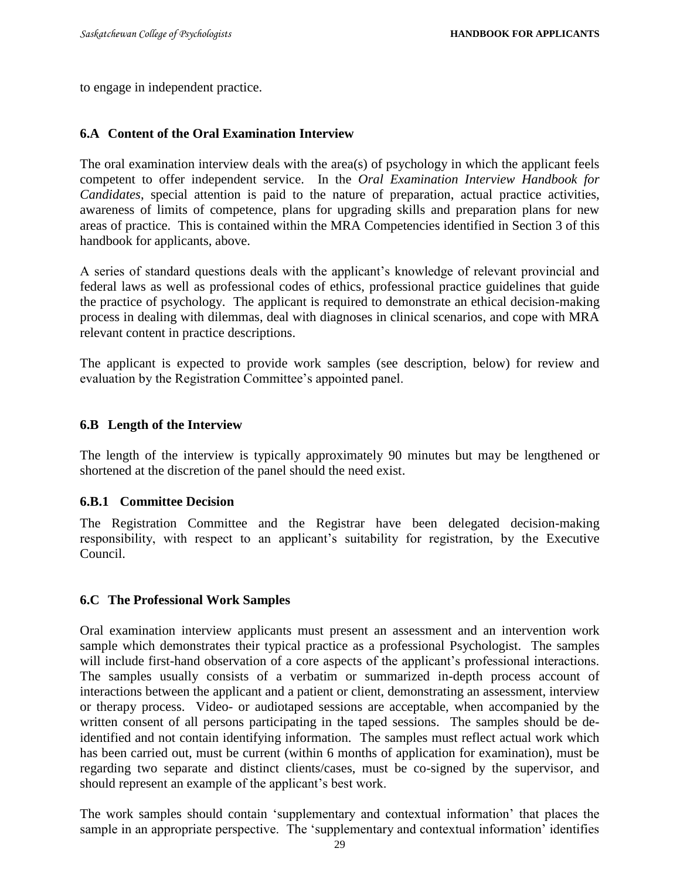to engage in independent practice.

### 6.A Content of the Oral Examination Interview

The oral examination interview deals with the area(s) of psychology in which the applicant feels competent to offer independent service. In the *Oral Examination Interview Handbook for Candidates*, special attention is paid to the nature of preparation, actual practice activities, awareness of limits of competence, plans for upgrading skills and preparation plans for new areas of practice. This is contained within the MRA Competencies identified in Section 3 of this handbook for applicants, above.

A series of standard questions deals with the applicant's knowledge of relevant provincial and federal laws as well as professional codes of ethics, professional practice guidelines that guide the practice of psychology. The applicant is required to demonstrate an ethical decision-making process in dealing with dilemmas, deal with diagnoses in clinical scenarios, and cope with MRA relevant content in practice descriptions.

The applicant is expected to provide work samples (see description, below) for review and evaluation by the Registration Committee's appointed panel.

### 6.B Length of the Interview

The length of the interview is typically approximately 90 minutes but may be lengthened or shortened at the discretion of the panel should the need exist.

#### 6.B.1 Committee Decision

The Registration Committee and the Registrar have been delegated decision-making responsibility, with respect to an applicant's suitability for registration, by the Executive Council.

### 6.C The Professional Work Samples

Oral examination interview applicants must present an assessment and an intervention work sample which demonstrates their typical practice as a professional Psychologist. The samples will include first-hand observation of a core aspects of the applicant's professional interactions. The samples usually consists of a verbatim or summarized in-depth process account of interactions between the applicant and a patient or client, demonstrating an assessment, interview or therapy process. Video- or audiotaped sessions are acceptable, when accompanied by the written consent of all persons participating in the taped sessions. The samples should be de-identified and not contain identifying information. The samples must reflect actual work which has been carried out, must be current (within 6 months of application for examination), must be regarding two separate and distinct clients/cases, must be co-signed by the supervisor, and should represent an example of the applicant's best work.

The work samples should contain 'supplementary and contextual information' that places the sample in an appropriate perspective. The 'supplementary and contextual information' identifies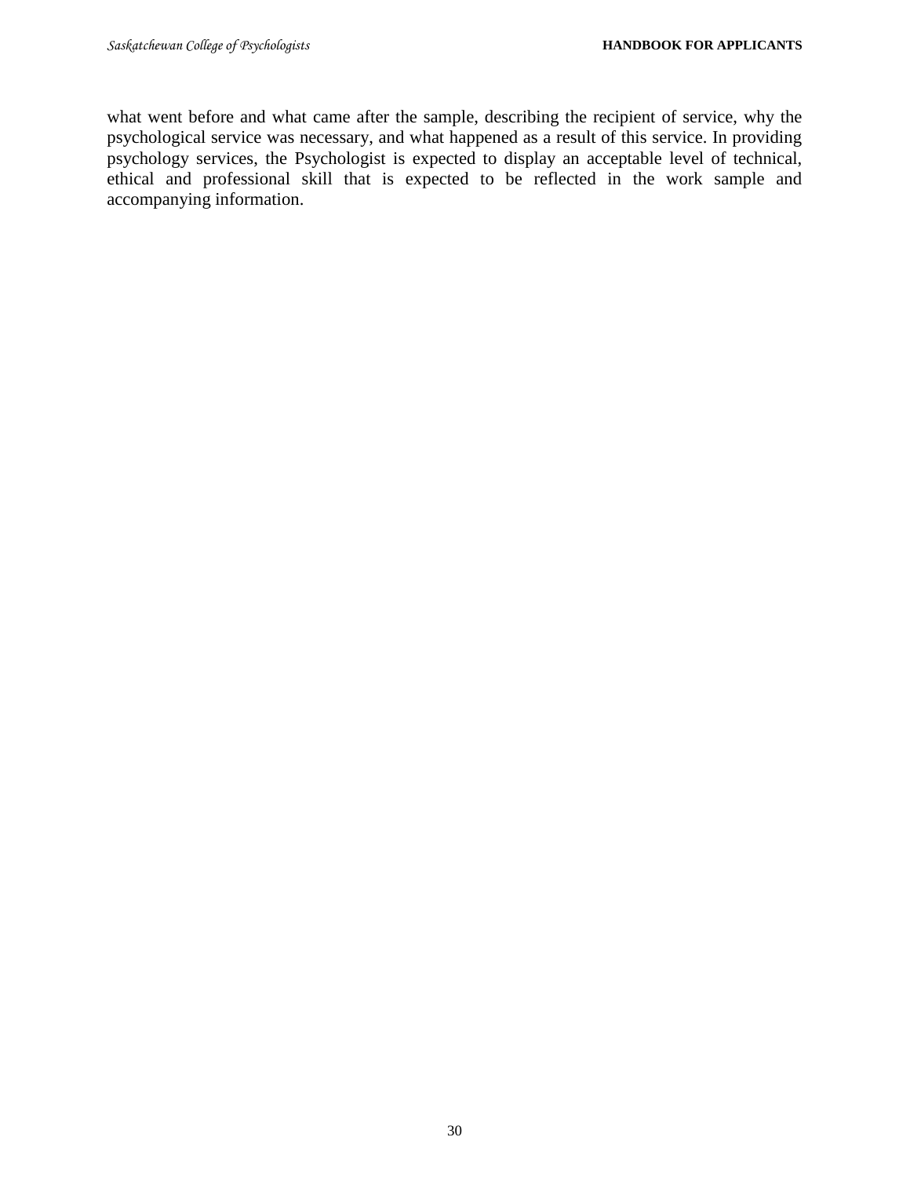what went before and what came after the sample, describing the recipient of service, why the psychological service was necessary, and what happened as a result of this service. In providing psychology services, the Psychologist is expected to display an acceptable level of technical, ethical and professional skill that is expected to be reflected in the work sample and accompanying information.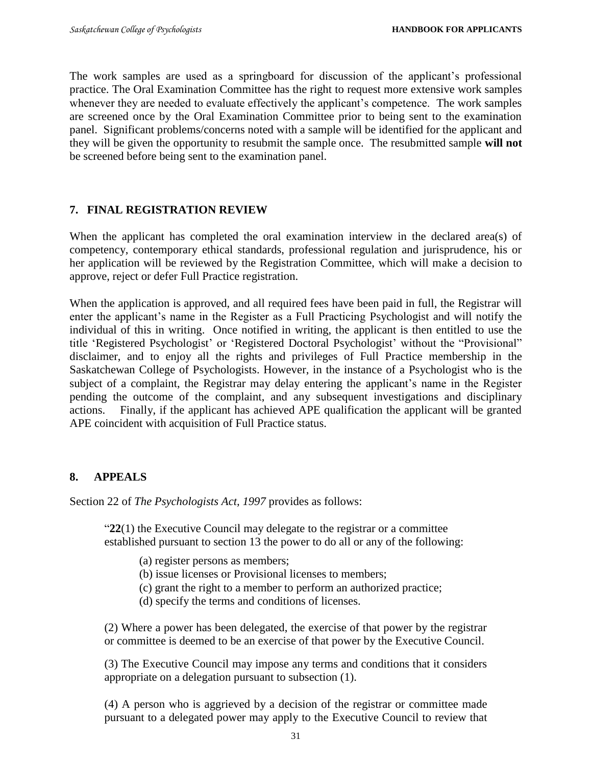The work samples are used as a springboard for discussion of the applicant's professional practice. The Oral Examination Committee has the right to request more extensive work samples whenever they are needed to evaluate effectively the applicant's competence. The work samples are screened once by the Oral Examination Committee prior to being sent to the examination panel. Significant problems/concerns noted with a sample will be identified for the applicant and they will be given the opportunity to resubmit the sample once. The resubmitted sample **will not** be screened before being sent to the examination panel.

## 7. FINAL REGISTRATION REVIEW

When the applicant has completed the oral examination interview in the declared area(s) of competency, contemporary ethical standards, professional regulation and jurisprudence, his or her application will be reviewed by the Registration Committee, which will make a decision to approve, reject or defer Full Practice registration.

When the application is approved, and all required fees have been paid in full, the Registrar will enter the applicant's name in the Register as a Full Practicing Psychologist and will notify the individual of this in writing. Once notified in writing, the applicant is then entitled to use the title 'Registered Psychologist' or 'Registered Doctoral Psychologist' without the "Provisional" disclaimer, and to enjoy all the rights and privileges of Full Practice membership in the Saskatchewan College of Psychologists. However, in the instance of a Psychologist who is the subject of a complaint, the Registrar may delay entering the applicant's name in the Register pending the outcome of the complaint, and any subsequent investigations and disciplinary actions. Finally, if the applicant has achieved APE qualification the applicant will be granted APE coincident with acquisition of Full Practice status.

## 8. APPEALS

Section 22 of *The Psychologists Act, 1997* provides as follows:

> "**22**(1) the Executive Council may delegate to the registrar or a committee established pursuant to section 13 the power to do all or any of the following:
>
> (a) register persons as members;
> (b) issue licenses or Provisional licenses to members;
> (c) grant the right to a member to perform an authorized practice;
> (d) specify the terms and conditions of licenses.
>
> (2) Where a power has been delegated, the exercise of that power by the registrar or committee is deemed to be an exercise of that power by the Executive Council.
>
> (3) The Executive Council may impose any terms and conditions that it considers appropriate on a delegation pursuant to subsection (1).
>
> (4) A person who is aggrieved by a decision of the registrar or committee made pursuant to a delegated power may apply to the Executive Council to review that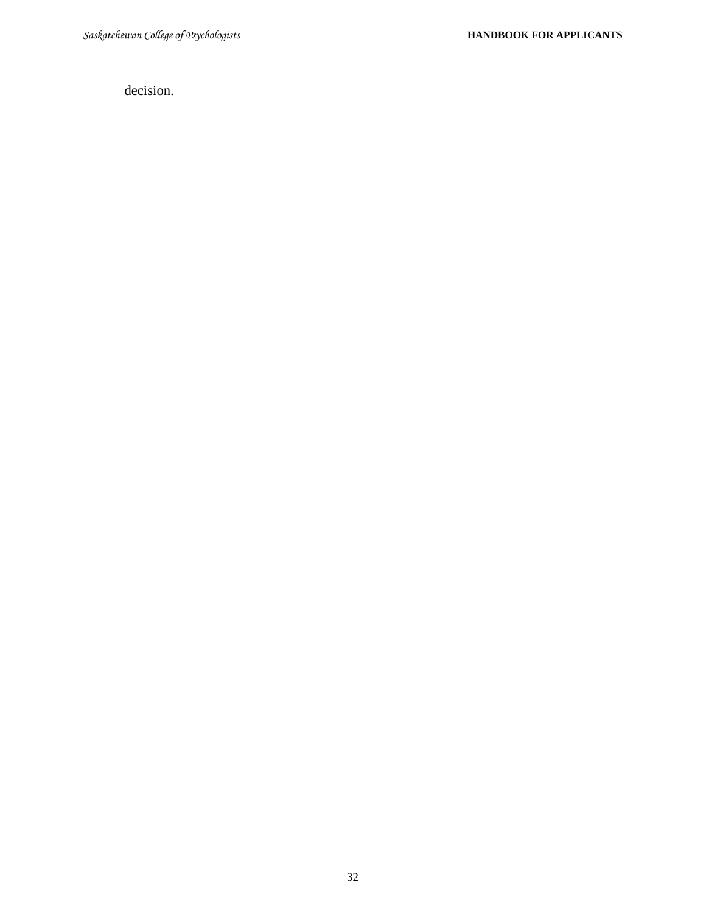decision.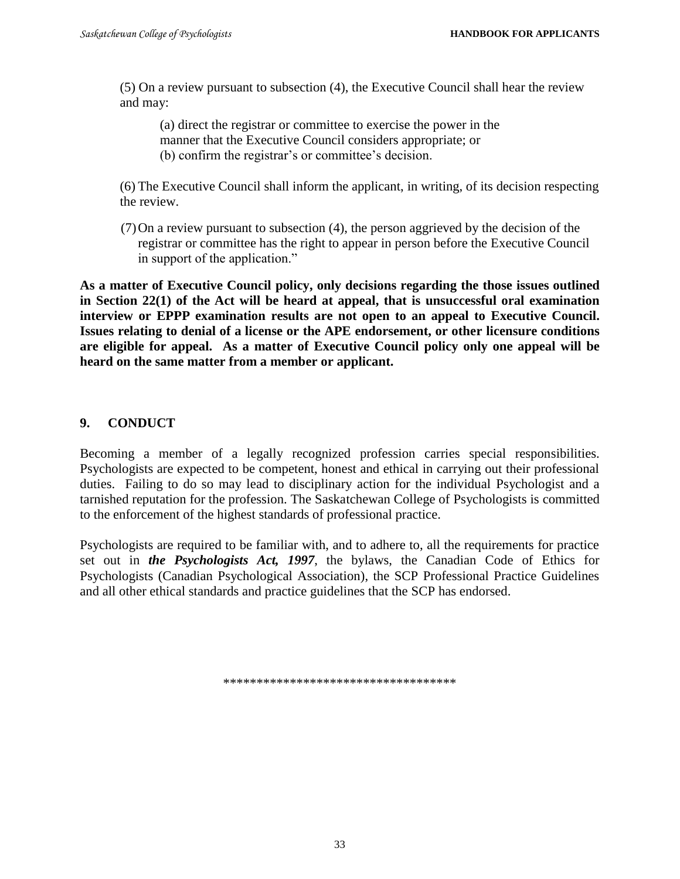(5) On a review pursuant to subsection (4), the Executive Council shall hear the review and may:

(a) direct the registrar or committee to exercise the power in the manner that the Executive Council considers appropriate; or
(b) confirm the registrar's or committee's decision.

(6) The Executive Council shall inform the applicant, in writing, of its decision respecting the review.

(7) On a review pursuant to subsection (4), the person aggrieved by the decision of the registrar or committee has the right to appear in person before the Executive Council in support of the application."

**As a matter of Executive Council policy, only decisions regarding the those issues outlined in Section 22(1) of the Act will be heard at appeal, that is unsuccessful oral examination interview or EPPP examination results are not open to an appeal to Executive Council. Issues relating to denial of a license or the APE endorsement, or other licensure conditions are eligible for appeal. As a matter of Executive Council policy only one appeal will be heard on the same matter from a member or applicant.**

## 9. CONDUCT

Becoming a member of a legally recognized profession carries special responsibilities. Psychologists are expected to be competent, honest and ethical in carrying out their professional duties. Failing to do so may lead to disciplinary action for the individual Psychologist and a tarnished reputation for the profession. The Saskatchewan College of Psychologists is committed to the enforcement of the highest standards of professional practice.

Psychologists are required to be familiar with, and to adhere to, all the requirements for practice set out in ***the Psychologists Act, 1997***, the bylaws, the Canadian Code of Ethics for Psychologists (Canadian Psychological Association), the SCP Professional Practice Guidelines and all other ethical standards and practice guidelines that the SCP has endorsed.

**********************************